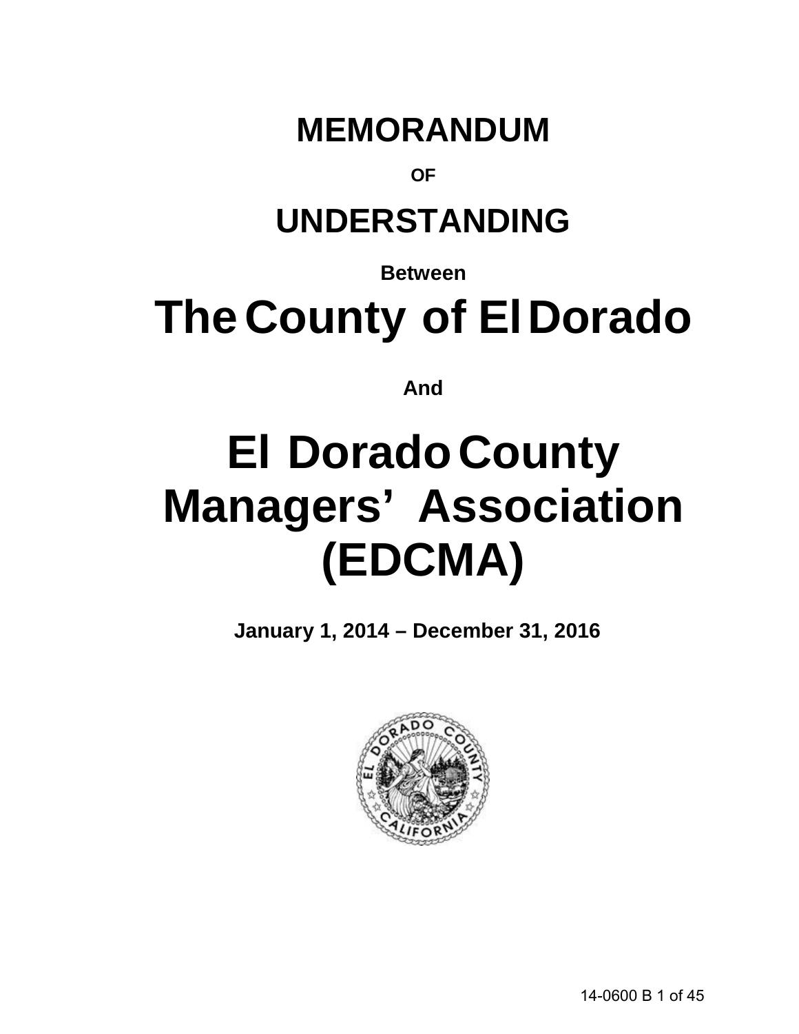# MEMORANDUM

**OF**

# UNDERSTANDING

**Between**

# The County of El Dorado

**And**

# El Dorado County Managers' Association (EDCMA)

**January 1, 2014 – December 31, 2016**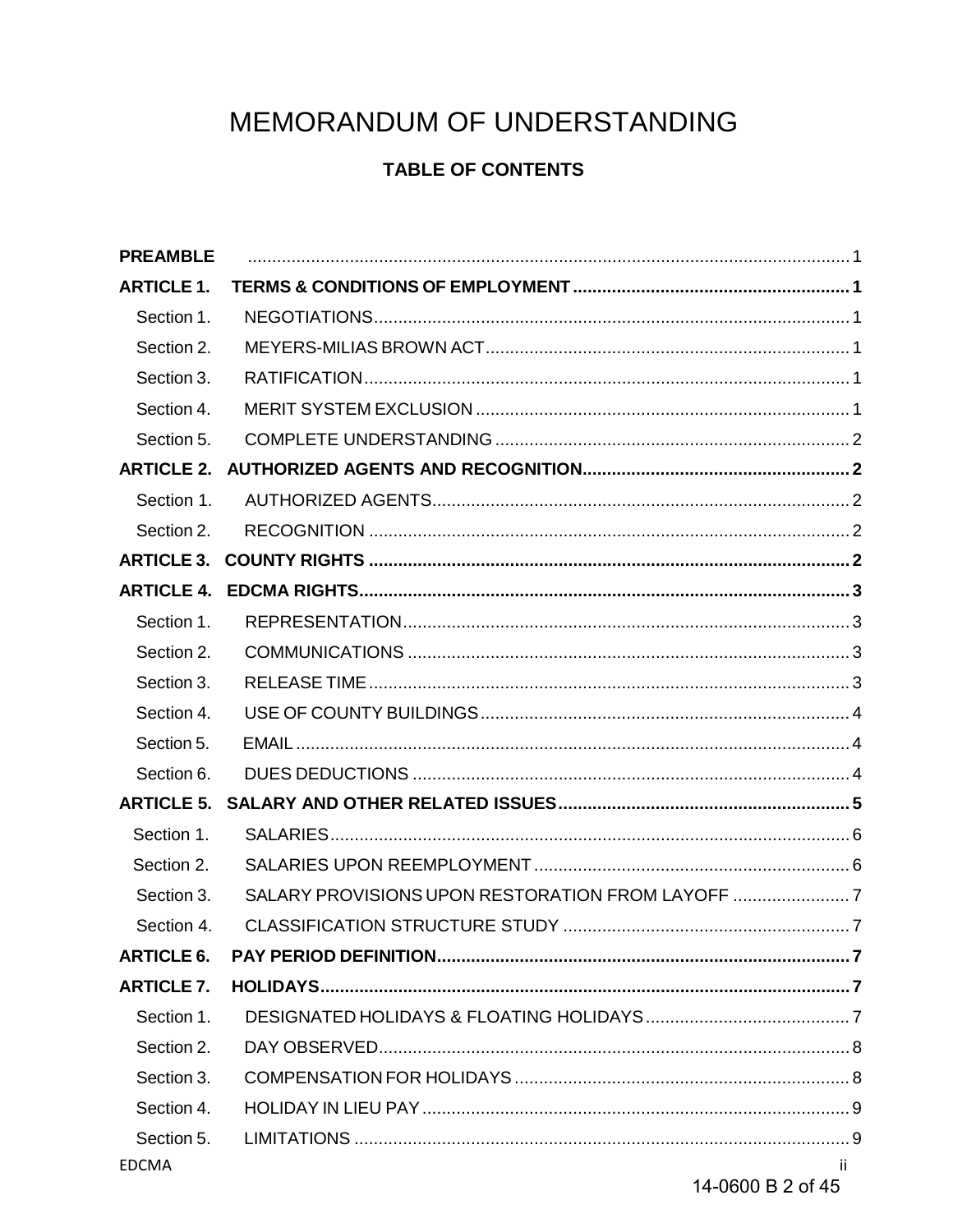# MEMORANDUM OF UNDERSTANDING

## TABLE OF CONTENTS

**PREAMBLE** .......... 1

**ARTICLE 1. TERMS & CONDITIONS OF EMPLOYMENT** .......... 1

- Section 1. NEGOTIATIONS .......... 1
- Section 2. MEYERS-MILIAS BROWN ACT .......... 1
- Section 3. RATIFICATION .......... 1
- Section 4. MERIT SYSTEM EXCLUSION .......... 1
- Section 5. COMPLETE UNDERSTANDING .......... 2

**ARTICLE 2. AUTHORIZED AGENTS AND RECOGNITION** .......... 2

- Section 1. AUTHORIZED AGENTS .......... 2
- Section 2. RECOGNITION .......... 2

**ARTICLE 3. COUNTY RIGHTS** .......... 2

**ARTICLE 4. EDCMA RIGHTS** .......... 3

- Section 1. REPRESENTATION .......... 3
- Section 2. COMMUNICATIONS .......... 3
- Section 3. RELEASE TIME .......... 3
- Section 4. USE OF COUNTY BUILDINGS .......... 4
- Section 5. EMAIL .......... 4
- Section 6. DUES DEDUCTIONS .......... 4

**ARTICLE 5. SALARY AND OTHER RELATED ISSUES** .......... 5

- Section 1. SALARIES .......... 6
- Section 2. SALARIES UPON REEMPLOYMENT .......... 6
- Section 3. SALARY PROVISIONS UPON RESTORATION FROM LAYOFF .......... 7
- Section 4. CLASSIFICATION STRUCTURE STUDY .......... 7

**ARTICLE 6. PAY PERIOD DEFINITION** .......... 7

**ARTICLE 7. HOLIDAYS** .......... 7

- Section 1. DESIGNATED HOLIDAYS & FLOATING HOLIDAYS .......... 7
- Section 2. DAY OBSERVED .......... 8
- Section 3. COMPENSATION FOR HOLIDAYS .......... 8
- Section 4. HOLIDAY IN LIEU PAY .......... 9
- Section 5. LIMITATIONS .......... 9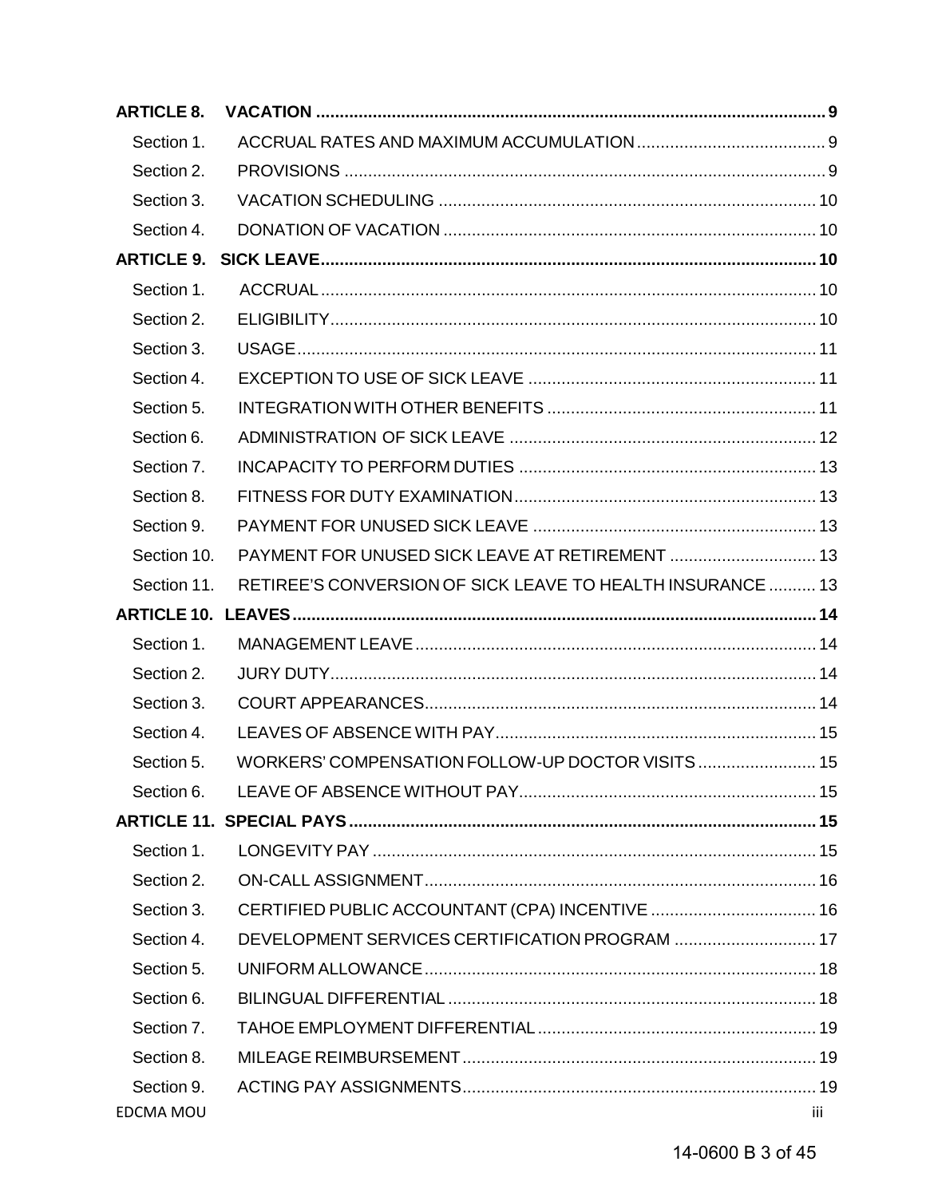**ARTICLE 8. VACATION** .......... **9**

- Section 1. ACCRUAL RATES AND MAXIMUM ACCUMULATION .......... 9
- Section 2. PROVISIONS .......... 9
- Section 3. VACATION SCHEDULING .......... 10
- Section 4. DONATION OF VACATION .......... 10

**ARTICLE 9. SICK LEAVE** .......... **10**

- Section 1. ACCRUAL .......... 10
- Section 2. ELIGIBILITY .......... 10
- Section 3. USAGE .......... 11
- Section 4. EXCEPTION TO USE OF SICK LEAVE .......... 11
- Section 5. INTEGRATION WITH OTHER BENEFITS .......... 11
- Section 6. ADMINISTRATION OF SICK LEAVE .......... 12
- Section 7. INCAPACITY TO PERFORM DUTIES .......... 13
- Section 8. FITNESS FOR DUTY EXAMINATION .......... 13
- Section 9. PAYMENT FOR UNUSED SICK LEAVE .......... 13
- Section 10. PAYMENT FOR UNUSED SICK LEAVE AT RETIREMENT .......... 13
- Section 11. RETIREE'S CONVERSION OF SICK LEAVE TO HEALTH INSURANCE .......... 13

**ARTICLE 10. LEAVES** .......... **14**

- Section 1. MANAGEMENT LEAVE .......... 14
- Section 2. JURY DUTY .......... 14
- Section 3. COURT APPEARANCES .......... 14
- Section 4. LEAVES OF ABSENCE WITH PAY .......... 15
- Section 5. WORKERS' COMPENSATION FOLLOW-UP DOCTOR VISITS .......... 15
- Section 6. LEAVE OF ABSENCE WITHOUT PAY .......... 15

**ARTICLE 11. SPECIAL PAYS** .......... **15**

- Section 1. LONGEVITY PAY .......... 15
- Section 2. ON-CALL ASSIGNMENT .......... 16
- Section 3. CERTIFIED PUBLIC ACCOUNTANT (CPA) INCENTIVE .......... 16
- Section 4. DEVELOPMENT SERVICES CERTIFICATION PROGRAM .......... 17
- Section 5. UNIFORM ALLOWANCE .......... 18
- Section 6. BILINGUAL DIFFERENTIAL .......... 18
- Section 7. TAHOE EMPLOYMENT DIFFERENTIAL .......... 19
- Section 8. MILEAGE REIMBURSEMENT .......... 19
- Section 9. ACTING PAY ASSIGNMENTS .......... 19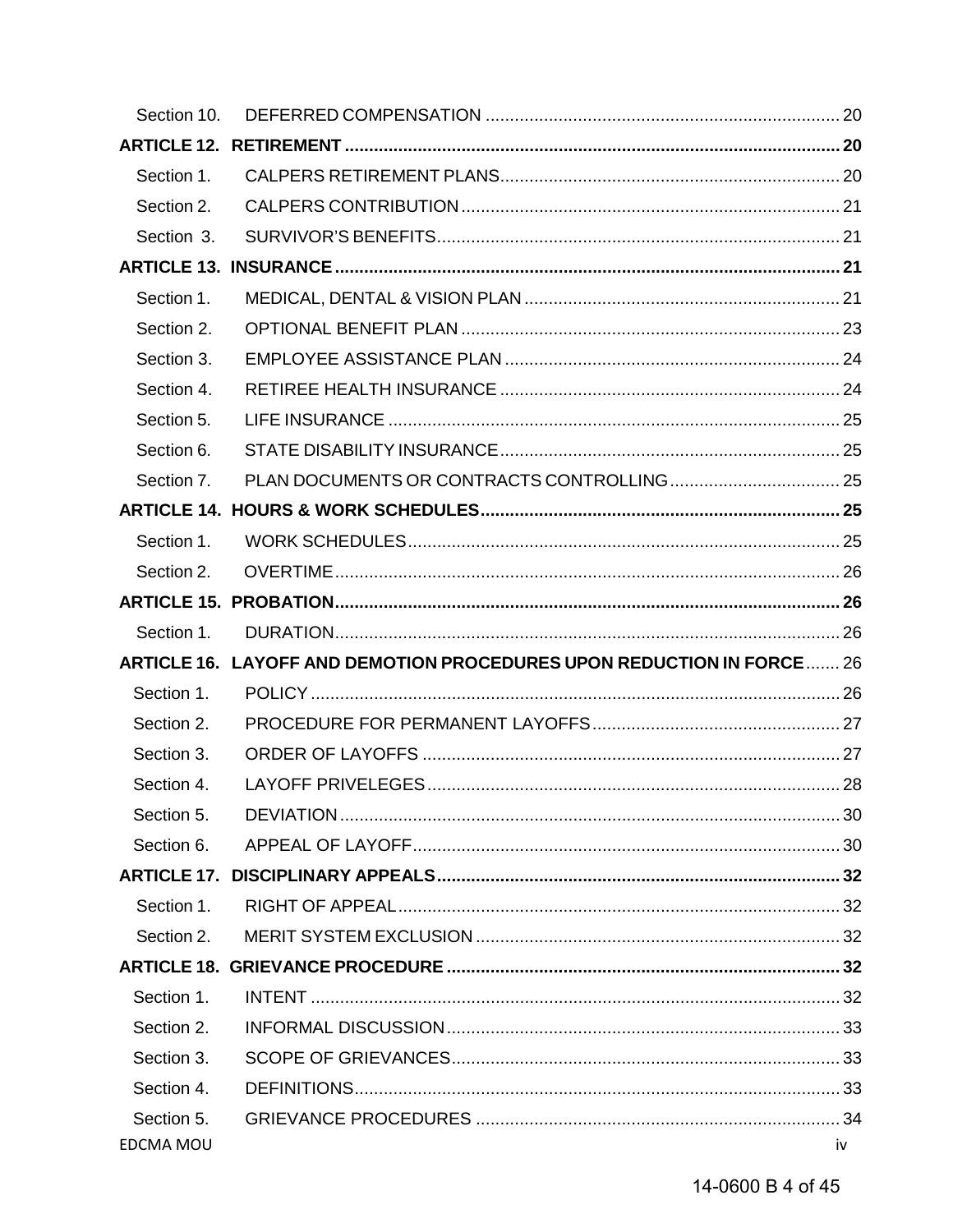Section 10. DEFERRED COMPENSATION ........................................................................ 20

**ARTICLE 12. RETIREMENT ...................................................................................................... 20**

Section 1. CALPERS RETIREMENT PLANS...................................................................... 20

Section 2. CALPERS CONTRIBUTION ............................................................................. 21

Section 3. SURVIVOR'S BENEFITS.................................................................................. 21

**ARTICLE 13. INSURANCE ....................................................................................................... 21**

Section 1. MEDICAL, DENTAL & VISION PLAN ................................................................ 21

Section 2. OPTIONAL BENEFIT PLAN ............................................................................. 23

Section 3. EMPLOYEE ASSISTANCE PLAN .................................................................... 24

Section 4. RETIREE HEALTH INSURANCE ..................................................................... 24

Section 5. LIFE INSURANCE ............................................................................................ 25

Section 6. STATE DISABILITY INSURANCE..................................................................... 25

Section 7. PLAN DOCUMENTS OR CONTRACTS CONTROLLING.................................. 25

**ARTICLE 14. HOURS & WORK SCHEDULES.......................................................................... 25**

Section 1. WORK SCHEDULES........................................................................................ 25

Section 2. OVERTIME....................................................................................................... 26

**ARTICLE 15. PROBATION....................................................................................................... 26**

Section 1. DURATION....................................................................................................... 26

**ARTICLE 16. LAYOFF AND DEMOTION PROCEDURES UPON REDUCTION IN FORCE....... 26**

Section 1. POLICY ............................................................................................................ 26

Section 2. PROCEDURE FOR PERMANENT LAYOFFS.................................................. 27

Section 3. ORDER OF LAYOFFS ..................................................................................... 27

Section 4. LAYOFF PRIVELEGES .................................................................................... 28

Section 5. DEVIATION ...................................................................................................... 30

Section 6. APPEAL OF LAYOFF....................................................................................... 30

**ARTICLE 17. DISCIPLINARY APPEALS.................................................................................. 32**

Section 1. RIGHT OF APPEAL.......................................................................................... 32

Section 2. MERIT SYSTEM EXCLUSION .......................................................................... 32

**ARTICLE 18. GRIEVANCE PROCEDURE ................................................................................ 32**

Section 1. INTENT ............................................................................................................ 32

Section 2. INFORMAL DISCUSSION................................................................................. 33

Section 3. SCOPE OF GRIEVANCES............................................................................... 33

Section 4. DEFINITIONS................................................................................................... 33

Section 5. GRIEVANCE PROCEDURES .......................................................................... 34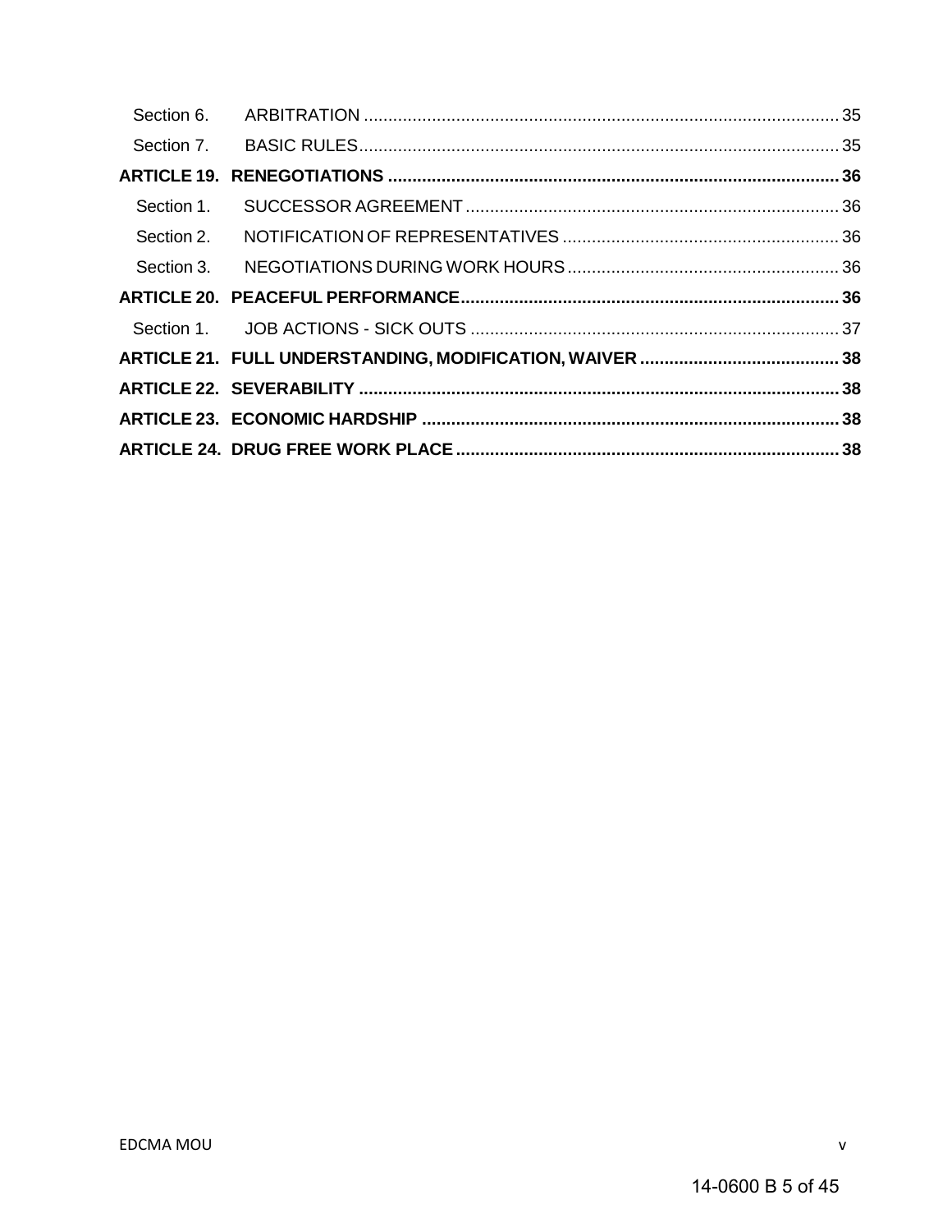Section 6. ARBITRATION ........................................................................................ 35

Section 7. BASIC RULES.......................................................................................... 35

**ARTICLE 19. RENEGOTIATIONS ............................................................................................ 36**

Section 1. SUCCESSOR AGREEMENT ............................................................................ 36

Section 2. NOTIFICATION OF REPRESENTATIVES ......................................................... 36

Section 3. NEGOTIATIONS DURING WORK HOURS ........................................................ 36

**ARTICLE 20. PEACEFUL PERFORMANCE............................................................................. 36**

Section 1. JOB ACTIONS - SICK OUTS ........................................................................... 37

**ARTICLE 21. FULL UNDERSTANDING, MODIFICATION, WAIVER ......................................... 38**

**ARTICLE 22. SEVERABILITY .................................................................................................. 38**

**ARTICLE 23. ECONOMIC HARDSHIP ..................................................................................... 38**

**ARTICLE 24. DRUG FREE WORK PLACE .............................................................................. 38**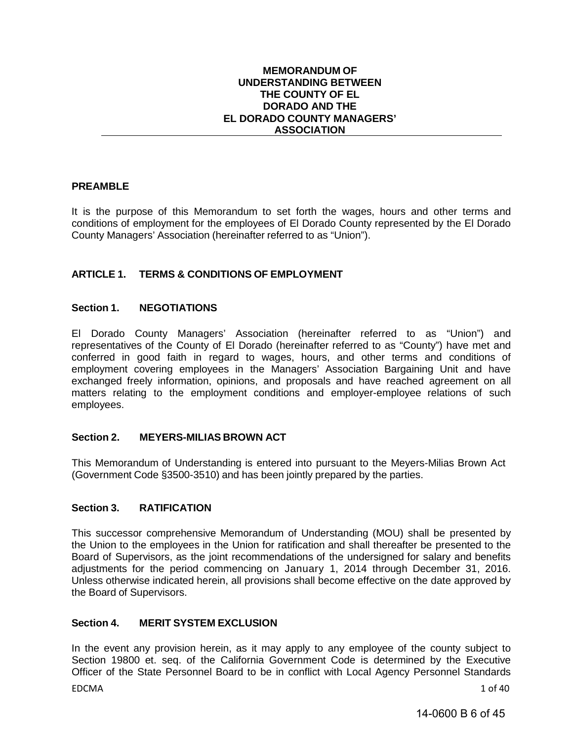# MEMORANDUM OF UNDERSTANDING BETWEEN THE COUNTY OF EL DORADO AND THE EL DORADO COUNTY MANAGERS' ASSOCIATION

## PREAMBLE

It is the purpose of this Memorandum to set forth the wages, hours and other terms and conditions of employment for the employees of El Dorado County represented by the El Dorado County Managers' Association (hereinafter referred to as "Union").

## ARTICLE 1. TERMS & CONDITIONS OF EMPLOYMENT

### Section 1. NEGOTIATIONS

El Dorado County Managers' Association (hereinafter referred to as "Union") and representatives of the County of El Dorado (hereinafter referred to as "County") have met and conferred in good faith in regard to wages, hours, and other terms and conditions of employment covering employees in the Managers' Association Bargaining Unit and have exchanged freely information, opinions, and proposals and have reached agreement on all matters relating to the employment conditions and employer-employee relations of such employees.

### Section 2. MEYERS-MILIAS BROWN ACT

This Memorandum of Understanding is entered into pursuant to the Meyers-Milias Brown Act (Government Code §3500-3510) and has been jointly prepared by the parties.

### Section 3. RATIFICATION

This successor comprehensive Memorandum of Understanding (MOU) shall be presented by the Union to the employees in the Union for ratification and shall thereafter be presented to the Board of Supervisors, as the joint recommendations of the undersigned for salary and benefits adjustments for the period commencing on January 1, 2014 through December 31, 2016. Unless otherwise indicated herein, all provisions shall become effective on the date approved by the Board of Supervisors.

### Section 4. MERIT SYSTEM EXCLUSION

In the event any provision herein, as it may apply to any employee of the county subject to Section 19800 et. seq. of the California Government Code is determined by the Executive Officer of the State Personnel Board to be in conflict with Local Agency Personnel Standards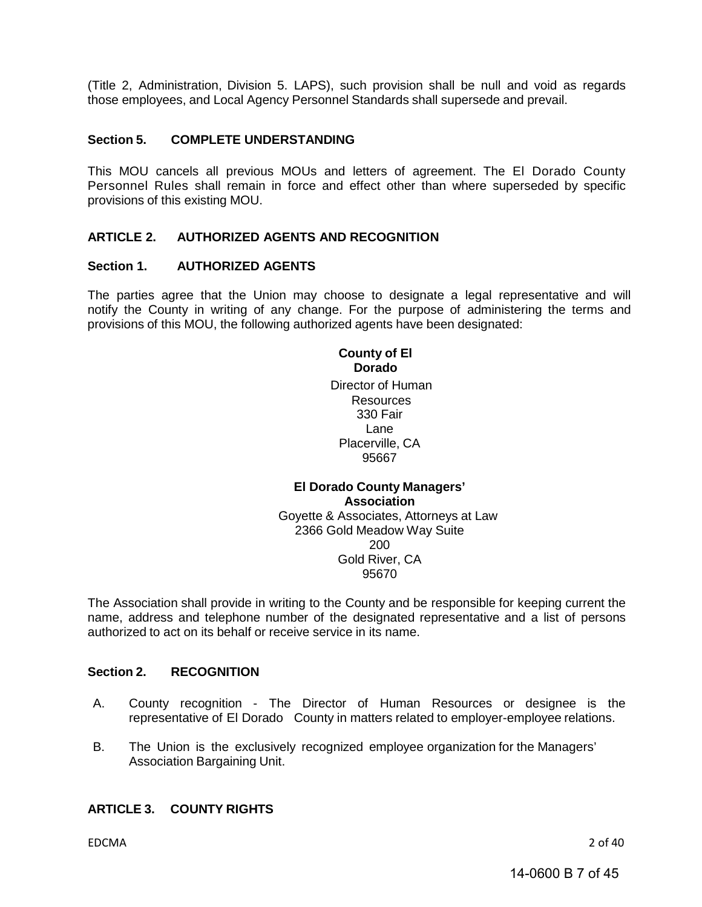(Title 2, Administration, Division 5. LAPS), such provision shall be null and void as regards those employees, and Local Agency Personnel Standards shall supersede and prevail.

### Section 5. COMPLETE UNDERSTANDING

This MOU cancels all previous MOUs and letters of agreement. The El Dorado County Personnel Rules shall remain in force and effect other than where superseded by specific provisions of this existing MOU.

## ARTICLE 2. AUTHORIZED AGENTS AND RECOGNITION

### Section 1. AUTHORIZED AGENTS

The parties agree that the Union may choose to designate a legal representative and will notify the County in writing of any change. For the purpose of administering the terms and provisions of this MOU, the following authorized agents have been designated:

**County of El Dorado**
Director of Human Resources
330 Fair Lane
Placerville, CA 95667

**El Dorado County Managers' Association**
Goyette & Associates, Attorneys at Law
2366 Gold Meadow Way Suite 200
Gold River, CA 95670

The Association shall provide in writing to the County and be responsible for keeping current the name, address and telephone number of the designated representative and a list of persons authorized to act on its behalf or receive service in its name.

### Section 2. RECOGNITION

A. County recognition - The Director of Human Resources or designee is the representative of El Dorado County in matters related to employer-employee relations.

B. The Union is the exclusively recognized employee organization for the Managers' Association Bargaining Unit.

## ARTICLE 3. COUNTY RIGHTS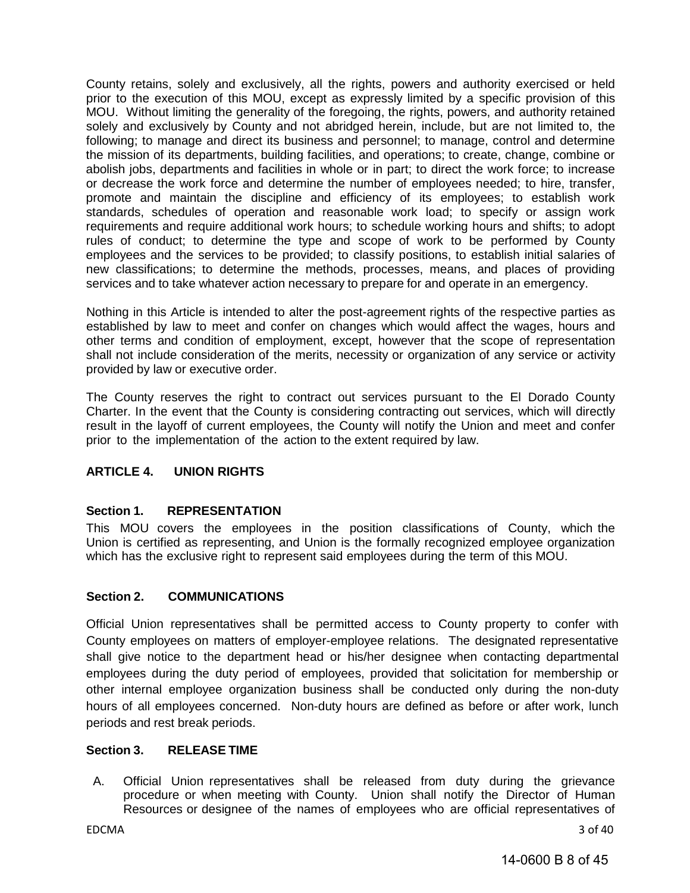County retains, solely and exclusively, all the rights, powers and authority exercised or held prior to the execution of this MOU, except as expressly limited by a specific provision of this MOU. Without limiting the generality of the foregoing, the rights, powers, and authority retained solely and exclusively by County and not abridged herein, include, but are not limited to, the following; to manage and direct its business and personnel; to manage, control and determine the mission of its departments, building facilities, and operations; to create, change, combine or abolish jobs, departments and facilities in whole or in part; to direct the work force; to increase or decrease the work force and determine the number of employees needed; to hire, transfer, promote and maintain the discipline and efficiency of its employees; to establish work standards, schedules of operation and reasonable work load; to specify or assign work requirements and require additional work hours; to schedule working hours and shifts; to adopt rules of conduct; to determine the type and scope of work to be performed by County employees and the services to be provided; to classify positions, to establish initial salaries of new classifications; to determine the methods, processes, means, and places of providing services and to take whatever action necessary to prepare for and operate in an emergency.

Nothing in this Article is intended to alter the post-agreement rights of the respective parties as established by law to meet and confer on changes which would affect the wages, hours and other terms and condition of employment, except, however that the scope of representation shall not include consideration of the merits, necessity or organization of any service or activity provided by law or executive order.

The County reserves the right to contract out services pursuant to the El Dorado County Charter. In the event that the County is considering contracting out services, which will directly result in the layoff of current employees, the County will notify the Union and meet and confer prior to the implementation of the action to the extent required by law.

## ARTICLE 4. UNION RIGHTS

### Section 1. REPRESENTATION

This MOU covers the employees in the position classifications of County, which the Union is certified as representing, and Union is the formally recognized employee organization which has the exclusive right to represent said employees during the term of this MOU.

### Section 2. COMMUNICATIONS

Official Union representatives shall be permitted access to County property to confer with County employees on matters of employer-employee relations. The designated representative shall give notice to the department head or his/her designee when contacting departmental employees during the duty period of employees, provided that solicitation for membership or other internal employee organization business shall be conducted only during the non-duty hours of all employees concerned. Non-duty hours are defined as before or after work, lunch periods and rest break periods.

### Section 3. RELEASE TIME

A. Official Union representatives shall be released from duty during the grievance procedure or when meeting with County. Union shall notify the Director of Human Resources or designee of the names of employees who are official representatives of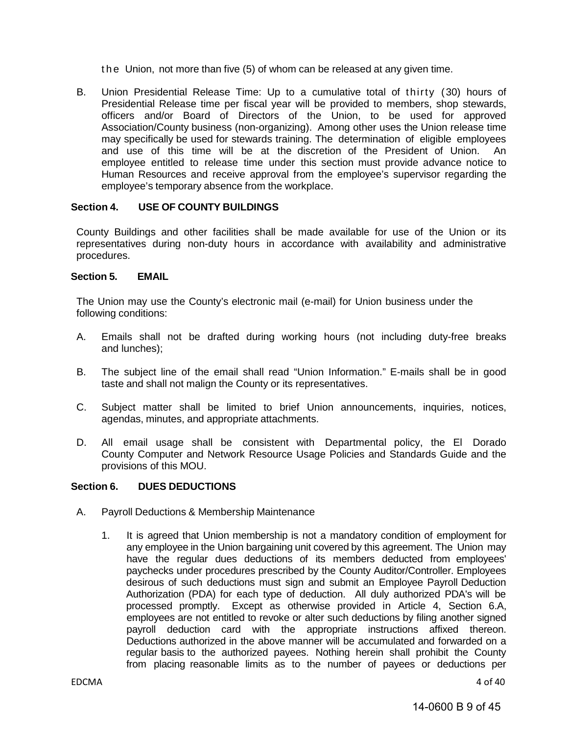the Union, not more than five (5) of whom can be released at any given time.

B. Union Presidential Release Time: Up to a cumulative total of thirty (30) hours of Presidential Release time per fiscal year will be provided to members, shop stewards, officers and/or Board of Directors of the Union, to be used for approved Association/County business (non-organizing). Among other uses the Union release time may specifically be used for stewards training. The determination of eligible employees and use of this time will be at the discretion of the President of Union. An employee entitled to release time under this section must provide advance notice to Human Resources and receive approval from the employee's supervisor regarding the employee's temporary absence from the workplace.

**Section 4. USE OF COUNTY BUILDINGS**

County Buildings and other facilities shall be made available for use of the Union or its representatives during non-duty hours in accordance with availability and administrative procedures.

**Section 5. EMAIL**

The Union may use the County's electronic mail (e-mail) for Union business under the following conditions:

A. Emails shall not be drafted during working hours (not including duty-free breaks and lunches);

B. The subject line of the email shall read "Union Information." E-mails shall be in good taste and shall not malign the County or its representatives.

C. Subject matter shall be limited to brief Union announcements, inquiries, notices, agendas, minutes, and appropriate attachments.

D. All email usage shall be consistent with Departmental policy, the El Dorado County Computer and Network Resource Usage Policies and Standards Guide and the provisions of this MOU.

**Section 6. DUES DEDUCTIONS**

A. Payroll Deductions & Membership Maintenance

1. It is agreed that Union membership is not a mandatory condition of employment for any employee in the Union bargaining unit covered by this agreement. The Union may have the regular dues deductions of its members deducted from employees' paychecks under procedures prescribed by the County Auditor/Controller. Employees desirous of such deductions must sign and submit an Employee Payroll Deduction Authorization (PDA) for each type of deduction. All duly authorized PDA's will be processed promptly. Except as otherwise provided in Article 4, Section 6.A, employees are not entitled to revoke or alter such deductions by filing another signed payroll deduction card with the appropriate instructions affixed thereon. Deductions authorized in the above manner will be accumulated and forwarded on a regular basis to the authorized payees. Nothing herein shall prohibit the County from placing reasonable limits as to the number of payees or deductions per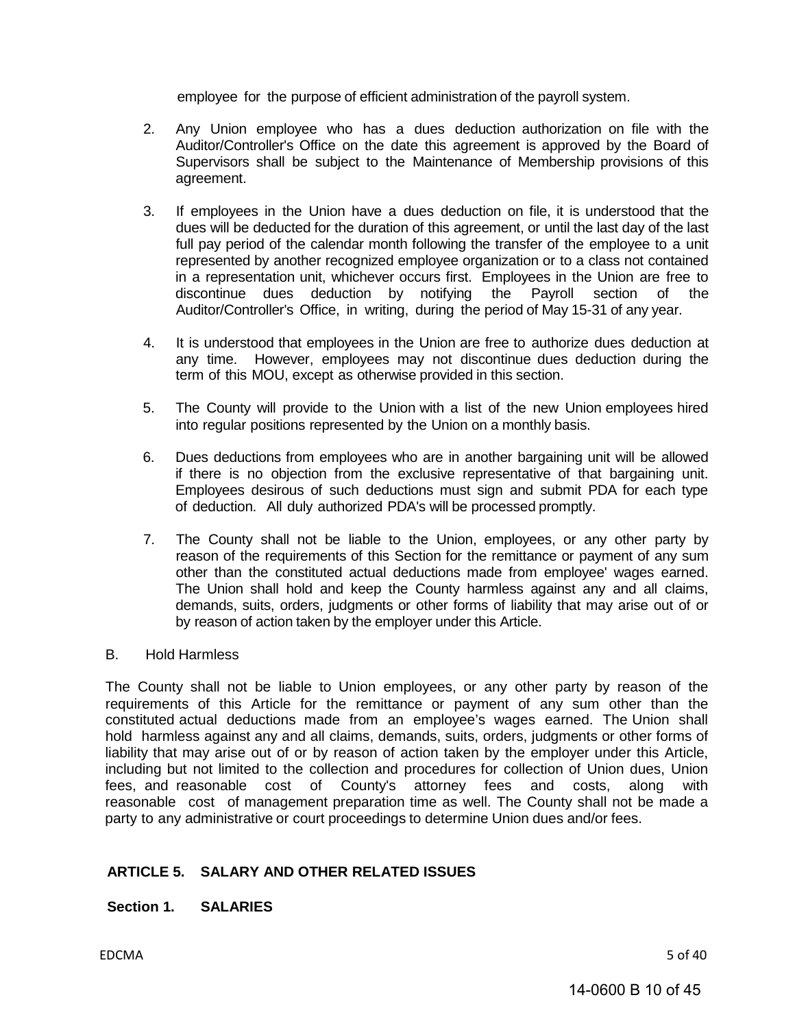employee for the purpose of efficient administration of the payroll system.

2. Any Union employee who has a dues deduction authorization on file with the Auditor/Controller's Office on the date this agreement is approved by the Board of Supervisors shall be subject to the Maintenance of Membership provisions of this agreement.

3. If employees in the Union have a dues deduction on file, it is understood that the dues will be deducted for the duration of this agreement, or until the last day of the last full pay period of the calendar month following the transfer of the employee to a unit represented by another recognized employee organization or to a class not contained in a representation unit, whichever occurs first. Employees in the Union are free to discontinue dues deduction by notifying the Payroll section of the Auditor/Controller's Office, in writing, during the period of May 15-31 of any year.

4. It is understood that employees in the Union are free to authorize dues deduction at any time. However, employees may not discontinue dues deduction during the term of this MOU, except as otherwise provided in this section.

5. The County will provide to the Union with a list of the new Union employees hired into regular positions represented by the Union on a monthly basis.

6. Dues deductions from employees who are in another bargaining unit will be allowed if there is no objection from the exclusive representative of that bargaining unit. Employees desirous of such deductions must sign and submit PDA for each type of deduction. All duly authorized PDA's will be processed promptly.

7. The County shall not be liable to the Union, employees, or any other party by reason of the requirements of this Section for the remittance or payment of any sum other than the constituted actual deductions made from employee' wages earned. The Union shall hold and keep the County harmless against any and all claims, demands, suits, orders, judgments or other forms of liability that may arise out of or by reason of action taken by the employer under this Article.

B. Hold Harmless

The County shall not be liable to Union employees, or any other party by reason of the requirements of this Article for the remittance or payment of any sum other than the constituted actual deductions made from an employee's wages earned. The Union shall hold harmless against any and all claims, demands, suits, orders, judgments or other forms of liability that may arise out of or by reason of action taken by the employer under this Article, including but not limited to the collection and procedures for collection of Union dues, Union fees, and reasonable cost of County's attorney fees and costs, along with reasonable cost of management preparation time as well. The County shall not be made a party to any administrative or court proceedings to determine Union dues and/or fees.

## ARTICLE 5. SALARY AND OTHER RELATED ISSUES

### Section 1. SALARIES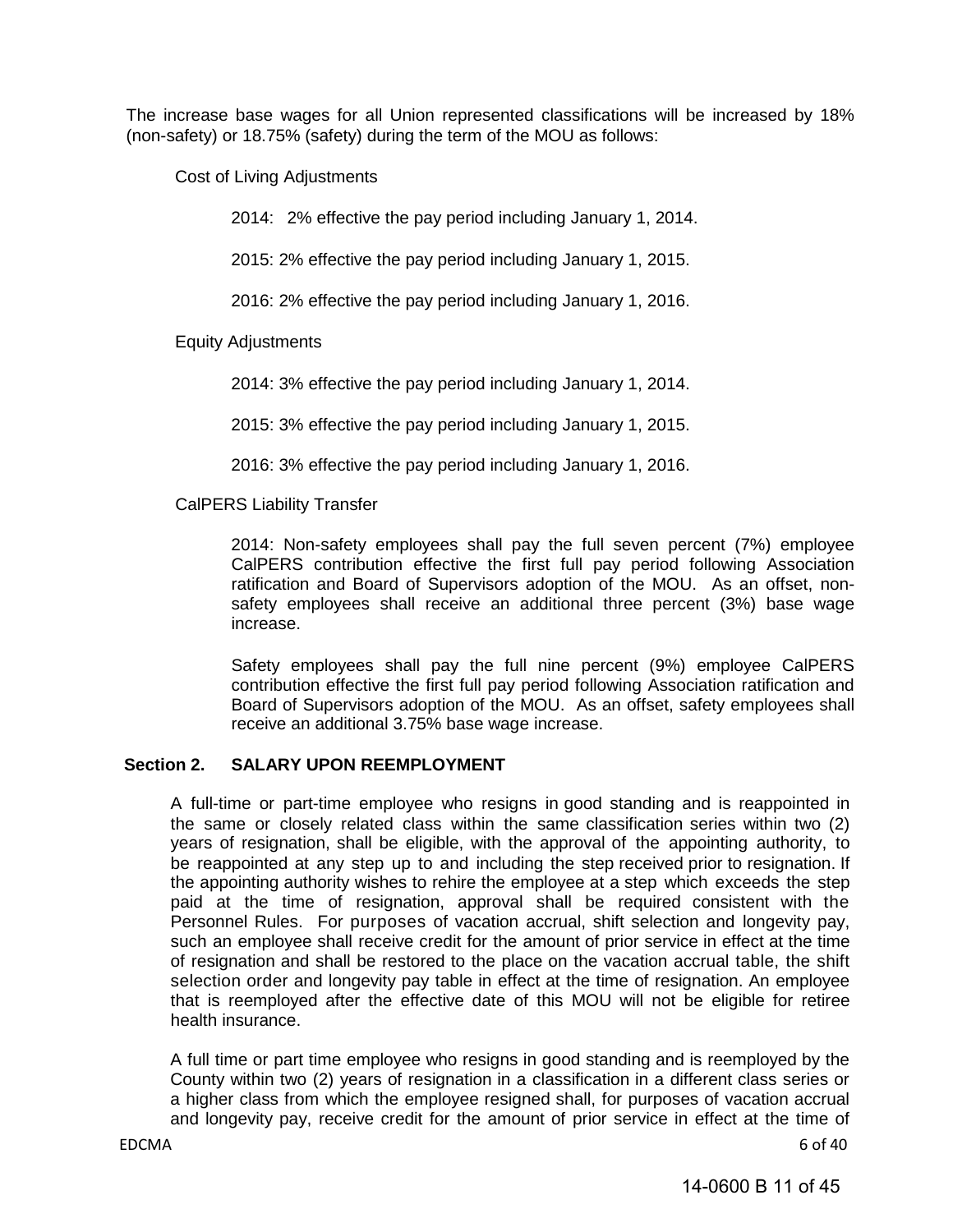The increase base wages for all Union represented classifications will be increased by 18% (non-safety) or 18.75% (safety) during the term of the MOU as follows:

Cost of Living Adjustments

2014: 2% effective the pay period including January 1, 2014.

2015: 2% effective the pay period including January 1, 2015.

2016: 2% effective the pay period including January 1, 2016.

Equity Adjustments

2014: 3% effective the pay period including January 1, 2014.

2015: 3% effective the pay period including January 1, 2015.

2016: 3% effective the pay period including January 1, 2016.

CalPERS Liability Transfer

2014: Non-safety employees shall pay the full seven percent (7%) employee CalPERS contribution effective the first full pay period following Association ratification and Board of Supervisors adoption of the MOU. As an offset, non-safety employees shall receive an additional three percent (3%) base wage increase.

Safety employees shall pay the full nine percent (9%) employee CalPERS contribution effective the first full pay period following Association ratification and Board of Supervisors adoption of the MOU. As an offset, safety employees shall receive an additional 3.75% base wage increase.

### Section 2. SALARY UPON REEMPLOYMENT

A full-time or part-time employee who resigns in good standing and is reappointed in the same or closely related class within the same classification series within two (2) years of resignation, shall be eligible, with the approval of the appointing authority, to be reappointed at any step up to and including the step received prior to resignation. If the appointing authority wishes to rehire the employee at a step which exceeds the step paid at the time of resignation, approval shall be required consistent with the Personnel Rules. For purposes of vacation accrual, shift selection and longevity pay, such an employee shall receive credit for the amount of prior service in effect at the time of resignation and shall be restored to the place on the vacation accrual table, the shift selection order and longevity pay table in effect at the time of resignation. An employee that is reemployed after the effective date of this MOU will not be eligible for retiree health insurance.

A full time or part time employee who resigns in good standing and is reemployed by the County within two (2) years of resignation in a classification in a different class series or a higher class from which the employee resigned shall, for purposes of vacation accrual and longevity pay, receive credit for the amount of prior service in effect at the time of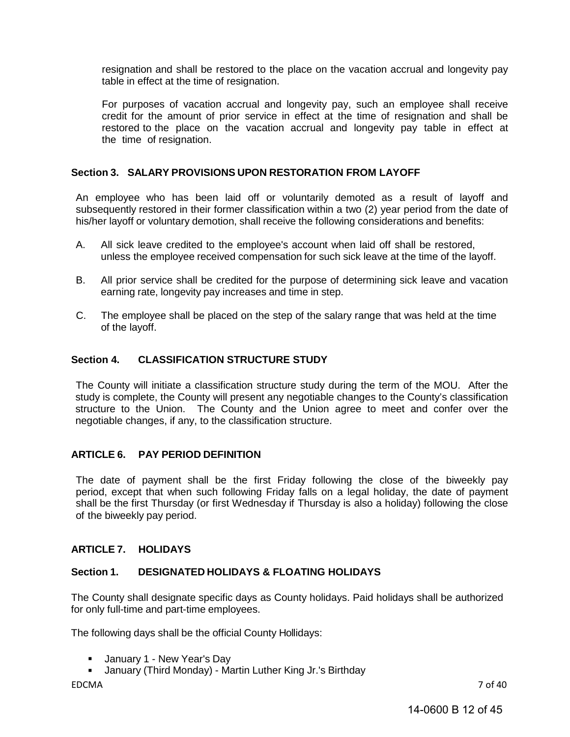resignation and shall be restored to the place on the vacation accrual and longevity pay table in effect at the time of resignation.

For purposes of vacation accrual and longevity pay, such an employee shall receive credit for the amount of prior service in effect at the time of resignation and shall be restored to the place on the vacation accrual and longevity pay table in effect at the time of resignation.

### Section 3. SALARY PROVISIONS UPON RESTORATION FROM LAYOFF

An employee who has been laid off or voluntarily demoted as a result of layoff and subsequently restored in their former classification within a two (2) year period from the date of his/her layoff or voluntary demotion, shall receive the following considerations and benefits:

A. All sick leave credited to the employee's account when laid off shall be restored, unless the employee received compensation for such sick leave at the time of the layoff.

B. All prior service shall be credited for the purpose of determining sick leave and vacation earning rate, longevity pay increases and time in step.

C. The employee shall be placed on the step of the salary range that was held at the time of the layoff.

### Section 4. CLASSIFICATION STRUCTURE STUDY

The County will initiate a classification structure study during the term of the MOU. After the study is complete, the County will present any negotiable changes to the County's classification structure to the Union. The County and the Union agree to meet and confer over the negotiable changes, if any, to the classification structure.

## ARTICLE 6. PAY PERIOD DEFINITION

The date of payment shall be the first Friday following the close of the biweekly pay period, except that when such following Friday falls on a legal holiday, the date of payment shall be the first Thursday (or first Wednesday if Thursday is also a holiday) following the close of the biweekly pay period.

## ARTICLE 7. HOLIDAYS

### Section 1. DESIGNATED HOLIDAYS & FLOATING HOLIDAYS

The County shall designate specific days as County holidays. Paid holidays shall be authorized for only full-time and part-time employees.

The following days shall be the official County Hollidays:

- January 1 - New Year's Day
- January (Third Monday) - Martin Luther King Jr.'s Birthday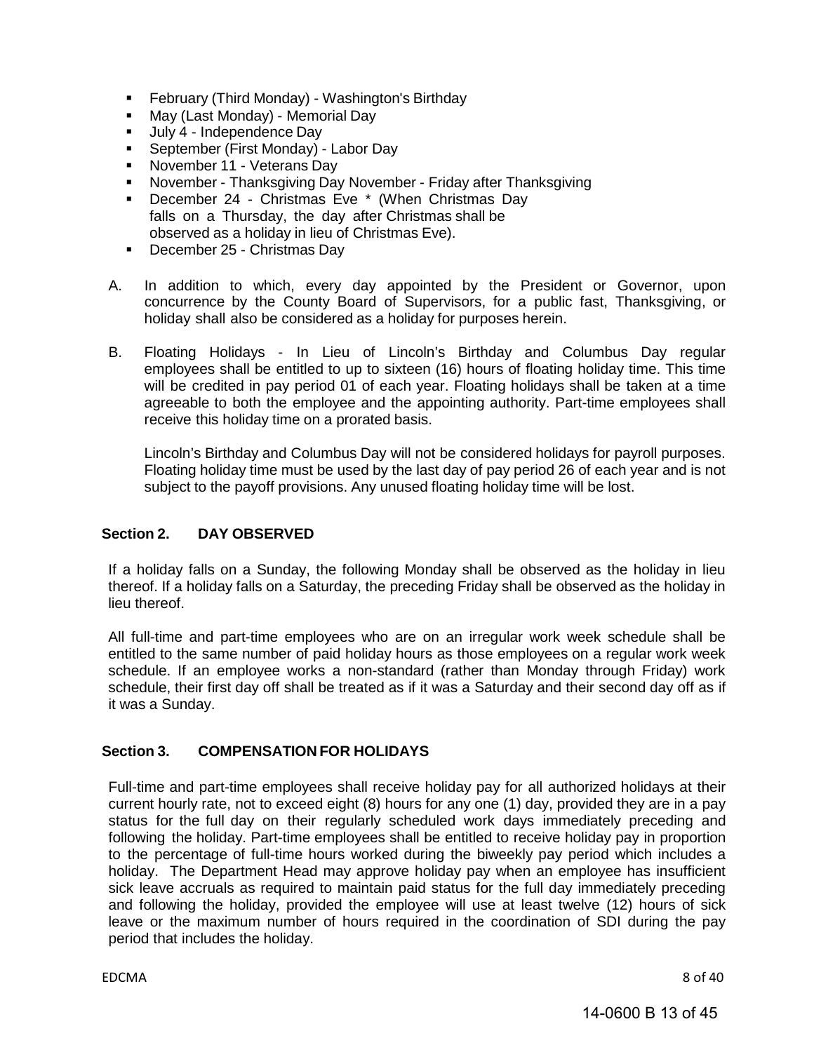- February (Third Monday) - Washington's Birthday
- May (Last Monday) - Memorial Day
- July 4 - Independence Day
- September (First Monday) - Labor Day
- November 11 - Veterans Day
- November - Thanksgiving Day November - Friday after Thanksgiving
- December 24 - Christmas Eve * (When Christmas Day falls on a Thursday, the day after Christmas shall be observed as a holiday in lieu of Christmas Eve).
- December 25 - Christmas Day

A. In addition to which, every day appointed by the President or Governor, upon concurrence by the County Board of Supervisors, for a public fast, Thanksgiving, or holiday shall also be considered as a holiday for purposes herein.

B. Floating Holidays - In Lieu of Lincoln's Birthday and Columbus Day regular employees shall be entitled to up to sixteen (16) hours of floating holiday time. This time will be credited in pay period 01 of each year. Floating holidays shall be taken at a time agreeable to both the employee and the appointing authority. Part-time employees shall receive this holiday time on a prorated basis.

   Lincoln's Birthday and Columbus Day will not be considered holidays for payroll purposes. Floating holiday time must be used by the last day of pay period 26 of each year and is not subject to the payoff provisions. Any unused floating holiday time will be lost.

## Section 2. DAY OBSERVED

If a holiday falls on a Sunday, the following Monday shall be observed as the holiday in lieu thereof. If a holiday falls on a Saturday, the preceding Friday shall be observed as the holiday in lieu thereof.

All full-time and part-time employees who are on an irregular work week schedule shall be entitled to the same number of paid holiday hours as those employees on a regular work week schedule. If an employee works a non-standard (rather than Monday through Friday) work schedule, their first day off shall be treated as if it was a Saturday and their second day off as if it was a Sunday.

## Section 3. COMPENSATION FOR HOLIDAYS

Full-time and part-time employees shall receive holiday pay for all authorized holidays at their current hourly rate, not to exceed eight (8) hours for any one (1) day, provided they are in a pay status for the full day on their regularly scheduled work days immediately preceding and following the holiday. Part-time employees shall be entitled to receive holiday pay in proportion to the percentage of full-time hours worked during the biweekly pay period which includes a holiday. The Department Head may approve holiday pay when an employee has insufficient sick leave accruals as required to maintain paid status for the full day immediately preceding and following the holiday, provided the employee will use at least twelve (12) hours of sick leave or the maximum number of hours required in the coordination of SDI during the pay period that includes the holiday.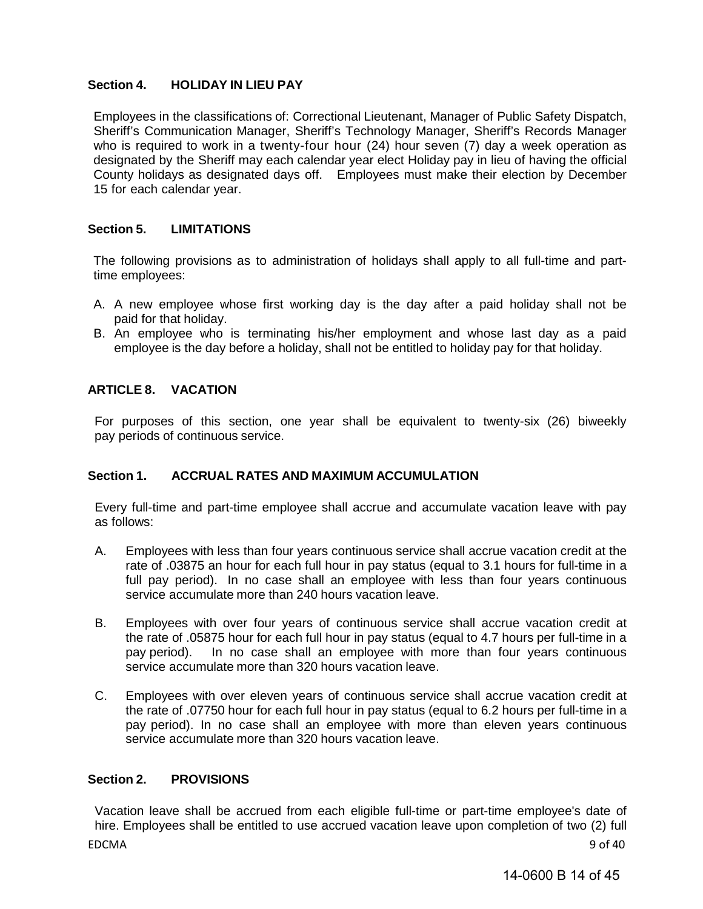### Section 4. HOLIDAY IN LIEU PAY

Employees in the classifications of: Correctional Lieutenant, Manager of Public Safety Dispatch, Sheriff's Communication Manager, Sheriff's Technology Manager, Sheriff's Records Manager who is required to work in a twenty-four hour (24) hour seven (7) day a week operation as designated by the Sheriff may each calendar year elect Holiday pay in lieu of having the official County holidays as designated days off. Employees must make their election by December 15 for each calendar year.

### Section 5. LIMITATIONS

The following provisions as to administration of holidays shall apply to all full-time and part-time employees:

A. A new employee whose first working day is the day after a paid holiday shall not be paid for that holiday.
B. An employee who is terminating his/her employment and whose last day as a paid employee is the day before a holiday, shall not be entitled to holiday pay for that holiday.

## ARTICLE 8. VACATION

For purposes of this section, one year shall be equivalent to twenty-six (26) biweekly pay periods of continuous service.

### Section 1. ACCRUAL RATES AND MAXIMUM ACCUMULATION

Every full-time and part-time employee shall accrue and accumulate vacation leave with pay as follows:

A. Employees with less than four years continuous service shall accrue vacation credit at the rate of .03875 an hour for each full hour in pay status (equal to 3.1 hours for full-time in a full pay period). In no case shall an employee with less than four years continuous service accumulate more than 240 hours vacation leave.

B. Employees with over four years of continuous service shall accrue vacation credit at the rate of .05875 hour for each full hour in pay status (equal to 4.7 hours per full-time in a pay period). In no case shall an employee with more than four years continuous service accumulate more than 320 hours vacation leave.

C. Employees with over eleven years of continuous service shall accrue vacation credit at the rate of .07750 hour for each full hour in pay status (equal to 6.2 hours per full-time in a pay period). In no case shall an employee with more than eleven years continuous service accumulate more than 320 hours vacation leave.

### Section 2. PROVISIONS

Vacation leave shall be accrued from each eligible full-time or part-time employee's date of hire. Employees shall be entitled to use accrued vacation leave upon completion of two (2) full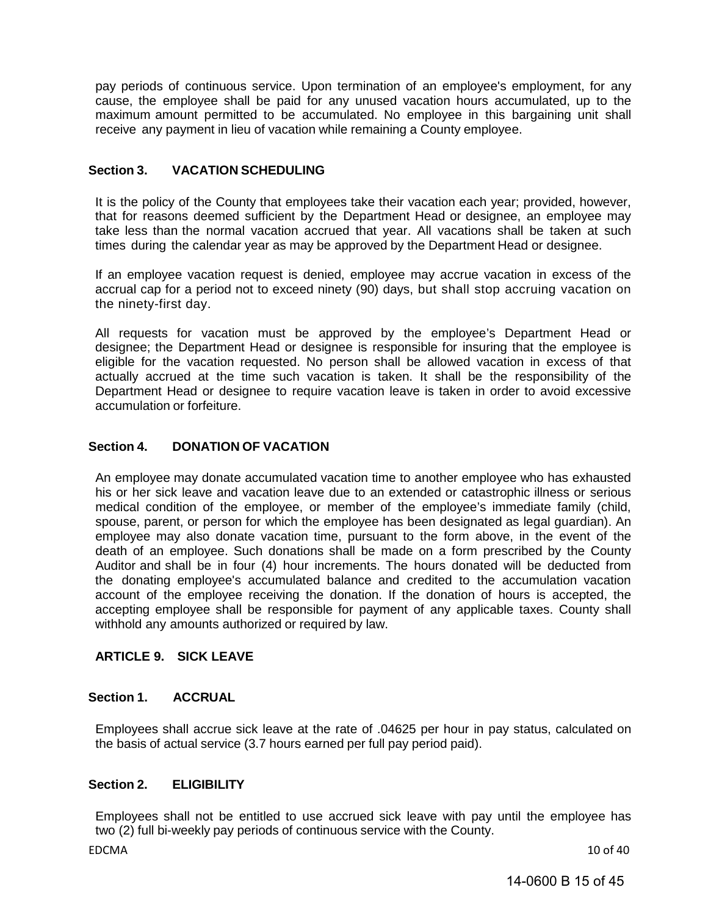pay periods of continuous service. Upon termination of an employee's employment, for any cause, the employee shall be paid for any unused vacation hours accumulated, up to the maximum amount permitted to be accumulated. No employee in this bargaining unit shall receive any payment in lieu of vacation while remaining a County employee.

### Section 3. VACATION SCHEDULING

It is the policy of the County that employees take their vacation each year; provided, however, that for reasons deemed sufficient by the Department Head or designee, an employee may take less than the normal vacation accrued that year. All vacations shall be taken at such times during the calendar year as may be approved by the Department Head or designee.

If an employee vacation request is denied, employee may accrue vacation in excess of the accrual cap for a period not to exceed ninety (90) days, but shall stop accruing vacation on the ninety-first day.

All requests for vacation must be approved by the employee's Department Head or designee; the Department Head or designee is responsible for insuring that the employee is eligible for the vacation requested. No person shall be allowed vacation in excess of that actually accrued at the time such vacation is taken. It shall be the responsibility of the Department Head or designee to require vacation leave is taken in order to avoid excessive accumulation or forfeiture.

### Section 4. DONATION OF VACATION

An employee may donate accumulated vacation time to another employee who has exhausted his or her sick leave and vacation leave due to an extended or catastrophic illness or serious medical condition of the employee, or member of the employee's immediate family (child, spouse, parent, or person for which the employee has been designated as legal guardian). An employee may also donate vacation time, pursuant to the form above, in the event of the death of an employee. Such donations shall be made on a form prescribed by the County Auditor and shall be in four (4) hour increments. The hours donated will be deducted from the donating employee's accumulated balance and credited to the accumulation vacation account of the employee receiving the donation. If the donation of hours is accepted, the accepting employee shall be responsible for payment of any applicable taxes. County shall withhold any amounts authorized or required by law.

## ARTICLE 9. SICK LEAVE

### Section 1. ACCRUAL

Employees shall accrue sick leave at the rate of .04625 per hour in pay status, calculated on the basis of actual service (3.7 hours earned per full pay period paid).

### Section 2. ELIGIBILITY

Employees shall not be entitled to use accrued sick leave with pay until the employee has two (2) full bi-weekly pay periods of continuous service with the County.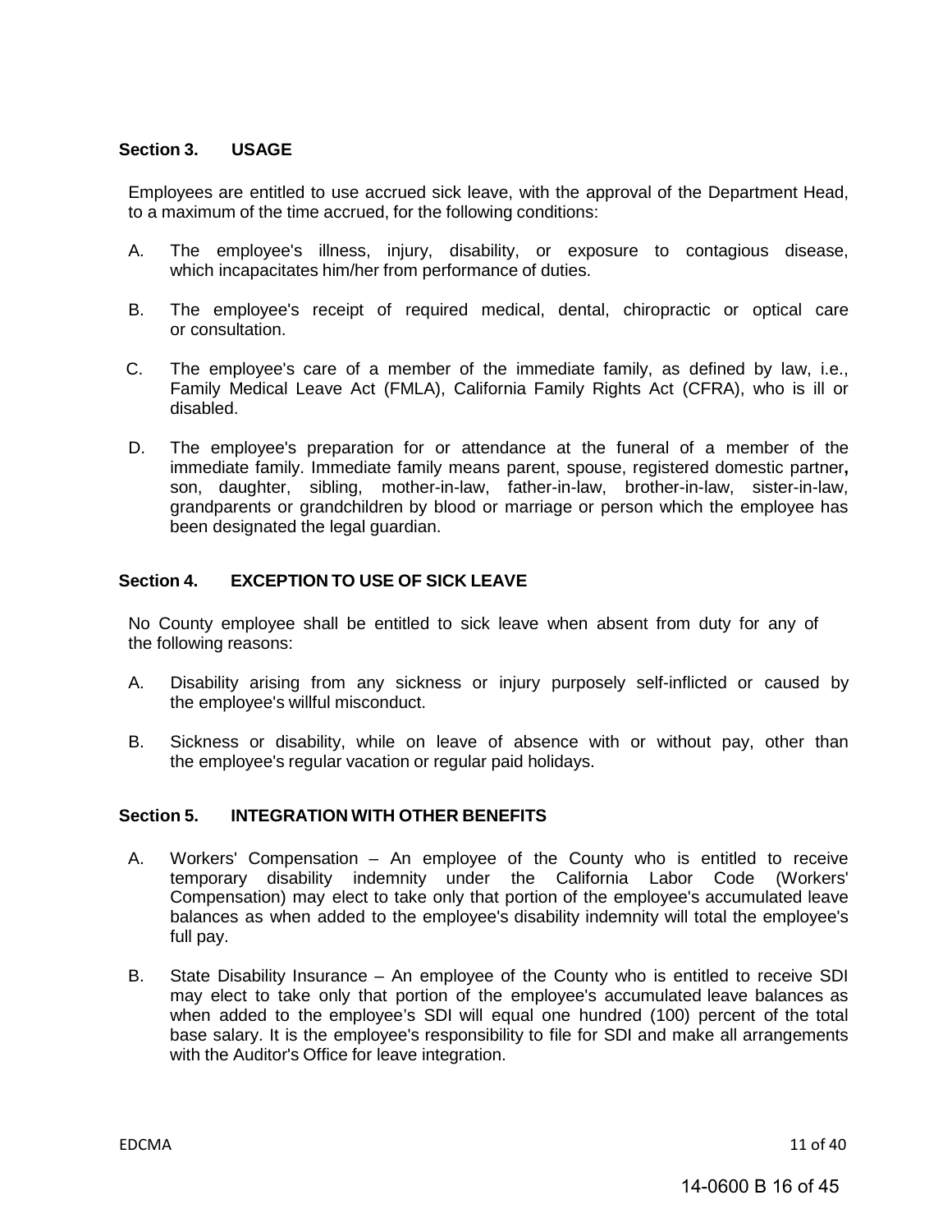**Section 3. USAGE**

Employees are entitled to use accrued sick leave, with the approval of the Department Head, to a maximum of the time accrued, for the following conditions:

A. The employee's illness, injury, disability, or exposure to contagious disease, which incapacitates him/her from performance of duties.

B. The employee's receipt of required medical, dental, chiropractic or optical care or consultation.

C. The employee's care of a member of the immediate family, as defined by law, i.e., Family Medical Leave Act (FMLA), California Family Rights Act (CFRA), who is ill or disabled.

D. The employee's preparation for or attendance at the funeral of a member of the immediate family. Immediate family means parent, spouse, registered domestic partner**,** son, daughter, sibling, mother-in-law, father-in-law, brother-in-law, sister-in-law, grandparents or grandchildren by blood or marriage or person which the employee has been designated the legal guardian.

**Section 4. EXCEPTION TO USE OF SICK LEAVE**

No County employee shall be entitled to sick leave when absent from duty for any of the following reasons:

A. Disability arising from any sickness or injury purposely self-inflicted or caused by the employee's willful misconduct.

B. Sickness or disability, while on leave of absence with or without pay, other than the employee's regular vacation or regular paid holidays.

**Section 5. INTEGRATION WITH OTHER BENEFITS**

A. Workers' Compensation – An employee of the County who is entitled to receive temporary disability indemnity under the California Labor Code (Workers' Compensation) may elect to take only that portion of the employee's accumulated leave balances as when added to the employee's disability indemnity will total the employee's full pay.

B. State Disability Insurance – An employee of the County who is entitled to receive SDI may elect to take only that portion of the employee's accumulated leave balances as when added to the employee's SDI will equal one hundred (100) percent of the total base salary. It is the employee's responsibility to file for SDI and make all arrangements with the Auditor's Office for leave integration.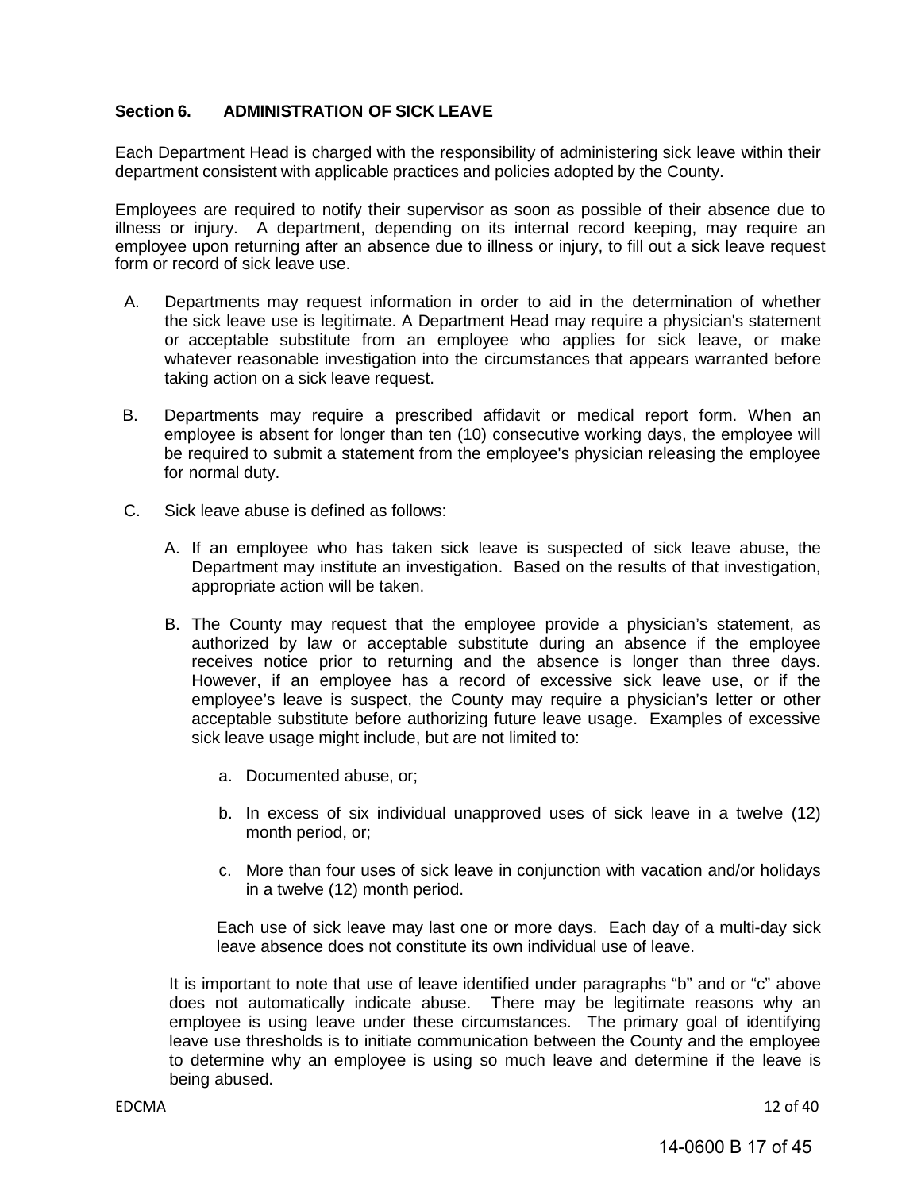**Section 6. ADMINISTRATION OF SICK LEAVE**

Each Department Head is charged with the responsibility of administering sick leave within their department consistent with applicable practices and policies adopted by the County.

Employees are required to notify their supervisor as soon as possible of their absence due to illness or injury. A department, depending on its internal record keeping, may require an employee upon returning after an absence due to illness or injury, to fill out a sick leave request form or record of sick leave use.

A. Departments may request information in order to aid in the determination of whether the sick leave use is legitimate. A Department Head may require a physician's statement or acceptable substitute from an employee who applies for sick leave, or make whatever reasonable investigation into the circumstances that appears warranted before taking action on a sick leave request.

B. Departments may require a prescribed affidavit or medical report form. When an employee is absent for longer than ten (10) consecutive working days, the employee will be required to submit a statement from the employee's physician releasing the employee for normal duty.

C. Sick leave abuse is defined as follows:

   A. If an employee who has taken sick leave is suspected of sick leave abuse, the Department may institute an investigation. Based on the results of that investigation, appropriate action will be taken.

   B. The County may request that the employee provide a physician's statement, as authorized by law or acceptable substitute during an absence if the employee receives notice prior to returning and the absence is longer than three days. However, if an employee has a record of excessive sick leave use, or if the employee's leave is suspect, the County may require a physician's letter or other acceptable substitute before authorizing future leave usage. Examples of excessive sick leave usage might include, but are not limited to:

      a. Documented abuse, or;

      b. In excess of six individual unapproved uses of sick leave in a twelve (12) month period, or;

      c. More than four uses of sick leave in conjunction with vacation and/or holidays in a twelve (12) month period.

      Each use of sick leave may last one or more days. Each day of a multi-day sick leave absence does not constitute its own individual use of leave.

   It is important to note that use of leave identified under paragraphs "b" and or "c" above does not automatically indicate abuse. There may be legitimate reasons why an employee is using leave under these circumstances. The primary goal of identifying leave use thresholds is to initiate communication between the County and the employee to determine why an employee is using so much leave and determine if the leave is being abused.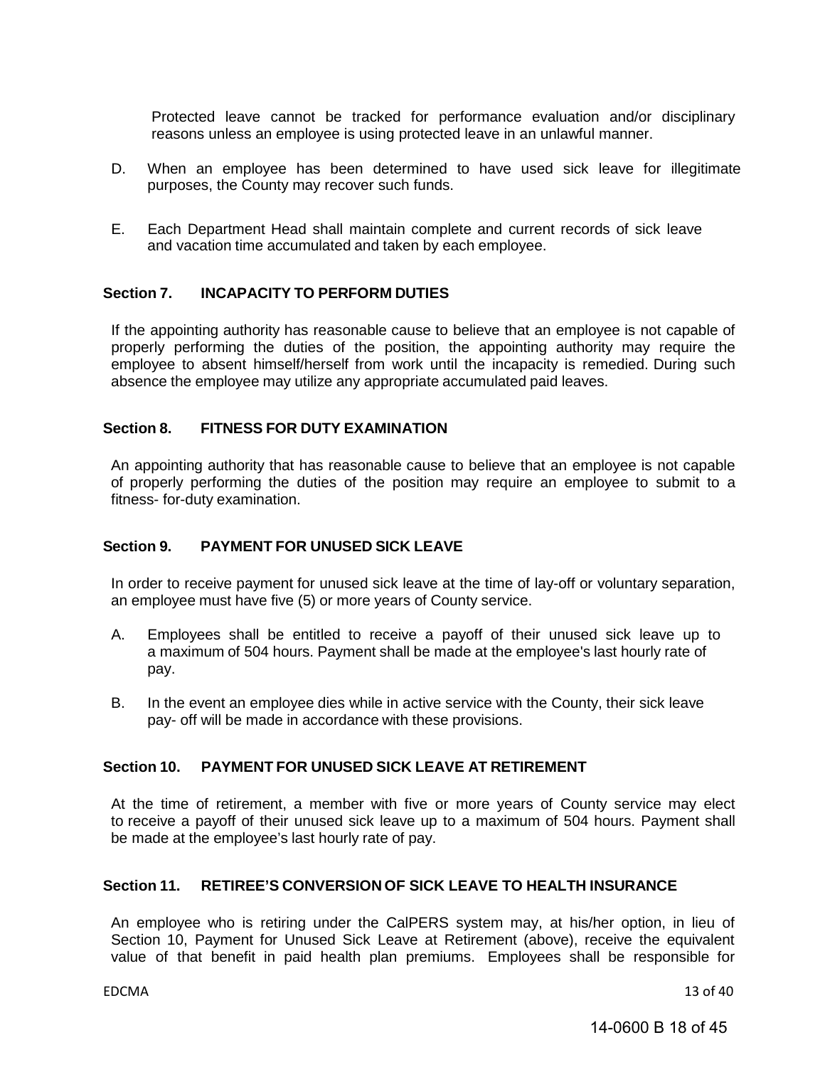Protected leave cannot be tracked for performance evaluation and/or disciplinary reasons unless an employee is using protected leave in an unlawful manner.

D. When an employee has been determined to have used sick leave for illegitimate purposes, the County may recover such funds.

E. Each Department Head shall maintain complete and current records of sick leave and vacation time accumulated and taken by each employee.

### Section 7. INCAPACITY TO PERFORM DUTIES

If the appointing authority has reasonable cause to believe that an employee is not capable of properly performing the duties of the position, the appointing authority may require the employee to absent himself/herself from work until the incapacity is remedied. During such absence the employee may utilize any appropriate accumulated paid leaves.

### Section 8. FITNESS FOR DUTY EXAMINATION

An appointing authority that has reasonable cause to believe that an employee is not capable of properly performing the duties of the position may require an employee to submit to a fitness- for-duty examination.

### Section 9. PAYMENT FOR UNUSED SICK LEAVE

In order to receive payment for unused sick leave at the time of lay-off or voluntary separation, an employee must have five (5) or more years of County service.

A. Employees shall be entitled to receive a payoff of their unused sick leave up to a maximum of 504 hours. Payment shall be made at the employee's last hourly rate of pay.

B. In the event an employee dies while in active service with the County, their sick leave pay- off will be made in accordance with these provisions.

### Section 10. PAYMENT FOR UNUSED SICK LEAVE AT RETIREMENT

At the time of retirement, a member with five or more years of County service may elect to receive a payoff of their unused sick leave up to a maximum of 504 hours. Payment shall be made at the employee's last hourly rate of pay.

### Section 11. RETIREE'S CONVERSION OF SICK LEAVE TO HEALTH INSURANCE

An employee who is retiring under the CalPERS system may, at his/her option, in lieu of Section 10, Payment for Unused Sick Leave at Retirement (above), receive the equivalent value of that benefit in paid health plan premiums. Employees shall be responsible for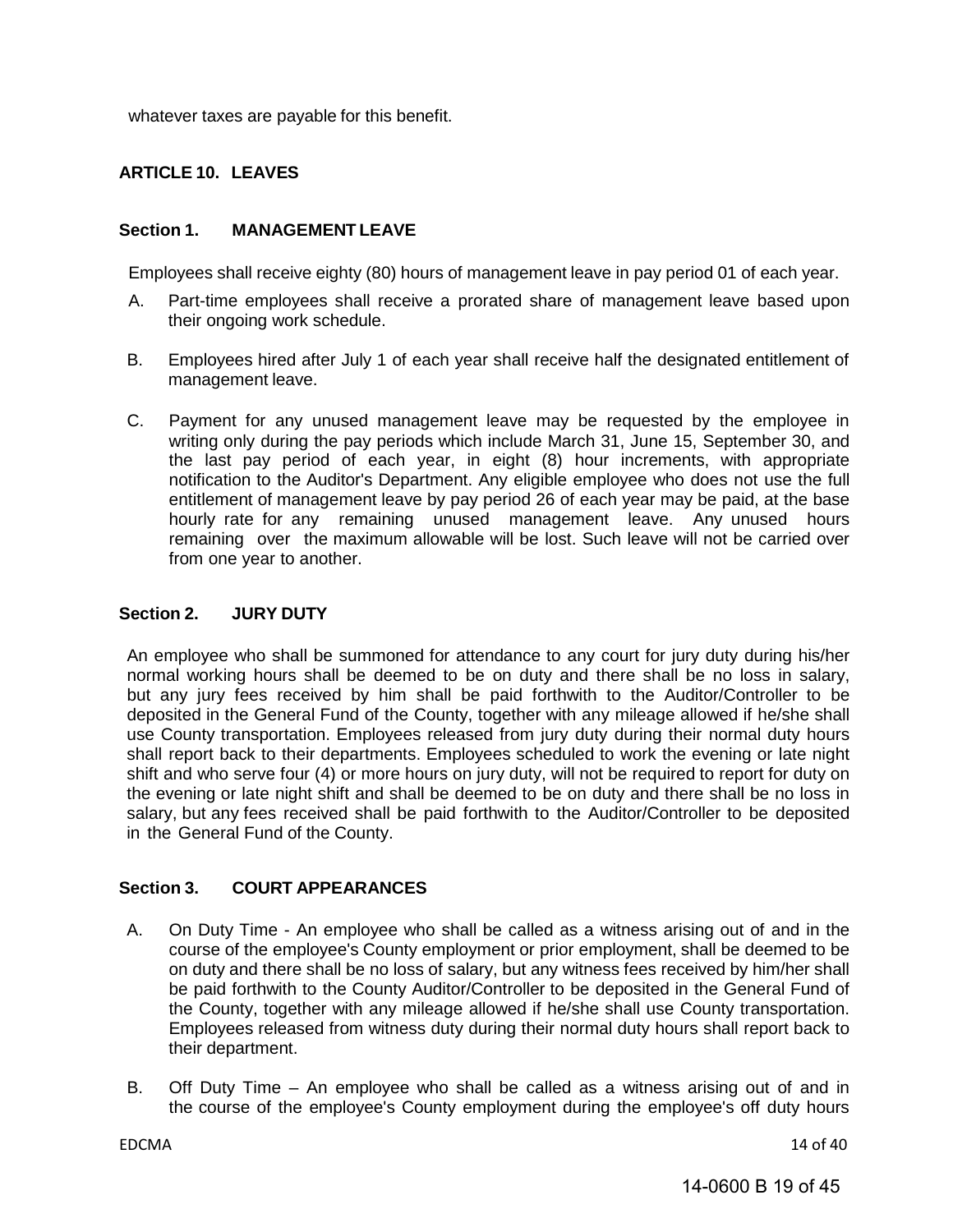whatever taxes are payable for this benefit.

## ARTICLE 10. LEAVES

### Section 1. MANAGEMENT LEAVE

Employees shall receive eighty (80) hours of management leave in pay period 01 of each year.

A. Part-time employees shall receive a prorated share of management leave based upon their ongoing work schedule.

B. Employees hired after July 1 of each year shall receive half the designated entitlement of management leave.

C. Payment for any unused management leave may be requested by the employee in writing only during the pay periods which include March 31, June 15, September 30, and the last pay period of each year, in eight (8) hour increments, with appropriate notification to the Auditor's Department. Any eligible employee who does not use the full entitlement of management leave by pay period 26 of each year may be paid, at the base hourly rate for any remaining unused management leave. Any unused hours remaining over the maximum allowable will be lost. Such leave will not be carried over from one year to another.

### Section 2. JURY DUTY

An employee who shall be summoned for attendance to any court for jury duty during his/her normal working hours shall be deemed to be on duty and there shall be no loss in salary, but any jury fees received by him shall be paid forthwith to the Auditor/Controller to be deposited in the General Fund of the County, together with any mileage allowed if he/she shall use County transportation. Employees released from jury duty during their normal duty hours shall report back to their departments. Employees scheduled to work the evening or late night shift and who serve four (4) or more hours on jury duty, will not be required to report for duty on the evening or late night shift and shall be deemed to be on duty and there shall be no loss in salary, but any fees received shall be paid forthwith to the Auditor/Controller to be deposited in the General Fund of the County.

### Section 3. COURT APPEARANCES

A. On Duty Time - An employee who shall be called as a witness arising out of and in the course of the employee's County employment or prior employment, shall be deemed to be on duty and there shall be no loss of salary, but any witness fees received by him/her shall be paid forthwith to the County Auditor/Controller to be deposited in the General Fund of the County, together with any mileage allowed if he/she shall use County transportation. Employees released from witness duty during their normal duty hours shall report back to their department.

B. Off Duty Time – An employee who shall be called as a witness arising out of and in the course of the employee's County employment during the employee's off duty hours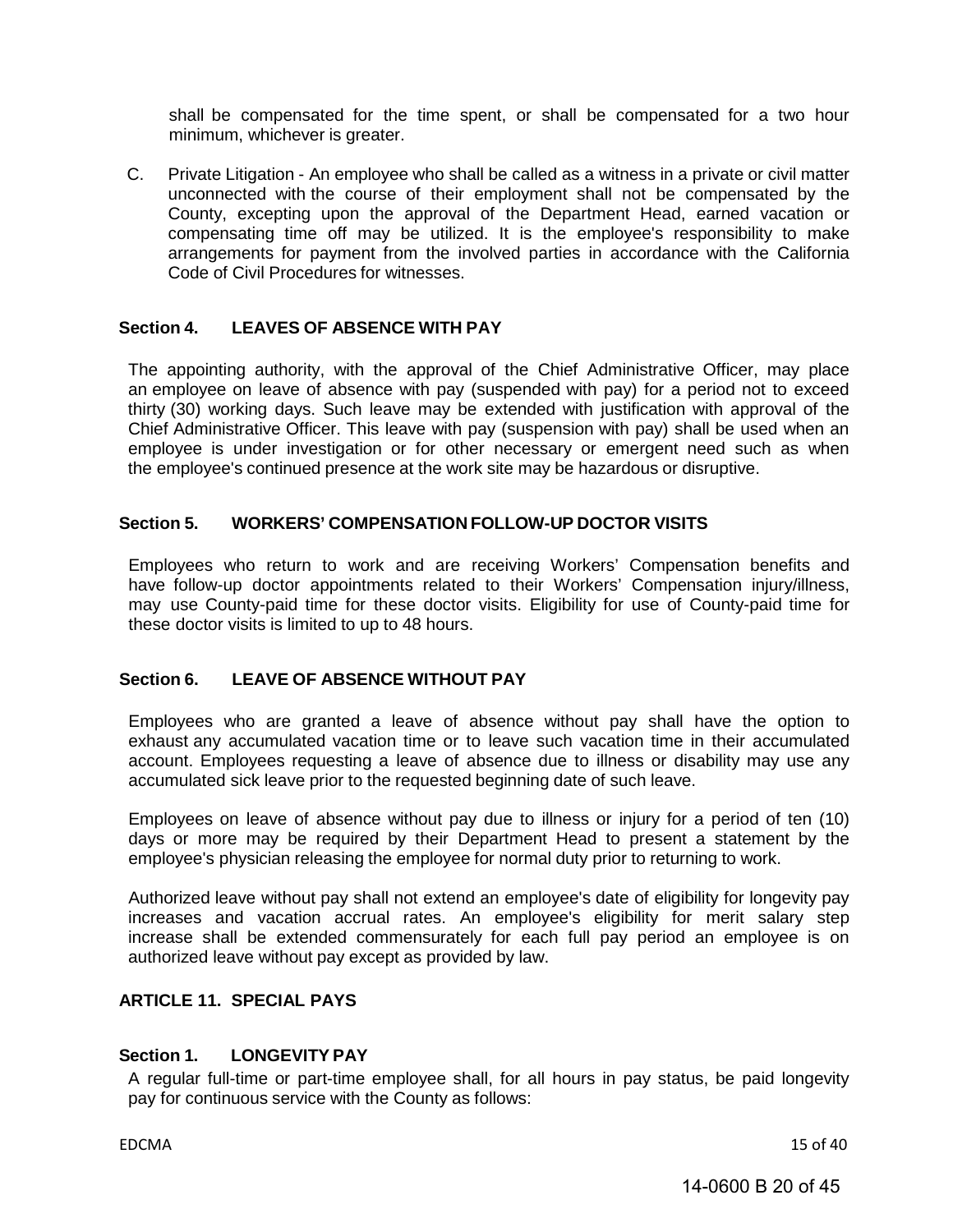shall be compensated for the time spent, or shall be compensated for a two hour minimum, whichever is greater.

C. Private Litigation - An employee who shall be called as a witness in a private or civil matter unconnected with the course of their employment shall not be compensated by the County, excepting upon the approval of the Department Head, earned vacation or compensating time off may be utilized. It is the employee's responsibility to make arrangements for payment from the involved parties in accordance with the California Code of Civil Procedures for witnesses.

### Section 4. LEAVES OF ABSENCE WITH PAY

The appointing authority, with the approval of the Chief Administrative Officer, may place an employee on leave of absence with pay (suspended with pay) for a period not to exceed thirty (30) working days. Such leave may be extended with justification with approval of the Chief Administrative Officer. This leave with pay (suspension with pay) shall be used when an employee is under investigation or for other necessary or emergent need such as when the employee's continued presence at the work site may be hazardous or disruptive.

### Section 5. WORKERS' COMPENSATION FOLLOW-UP DOCTOR VISITS

Employees who return to work and are receiving Workers' Compensation benefits and have follow-up doctor appointments related to their Workers' Compensation injury/illness, may use County-paid time for these doctor visits. Eligibility for use of County-paid time for these doctor visits is limited to up to 48 hours.

### Section 6. LEAVE OF ABSENCE WITHOUT PAY

Employees who are granted a leave of absence without pay shall have the option to exhaust any accumulated vacation time or to leave such vacation time in their accumulated account. Employees requesting a leave of absence due to illness or disability may use any accumulated sick leave prior to the requested beginning date of such leave.

Employees on leave of absence without pay due to illness or injury for a period of ten (10) days or more may be required by their Department Head to present a statement by the employee's physician releasing the employee for normal duty prior to returning to work.

Authorized leave without pay shall not extend an employee's date of eligibility for longevity pay increases and vacation accrual rates. An employee's eligibility for merit salary step increase shall be extended commensurately for each full pay period an employee is on authorized leave without pay except as provided by law.

## ARTICLE 11. SPECIAL PAYS

### Section 1. LONGEVITY PAY

A regular full-time or part-time employee shall, for all hours in pay status, be paid longevity pay for continuous service with the County as follows: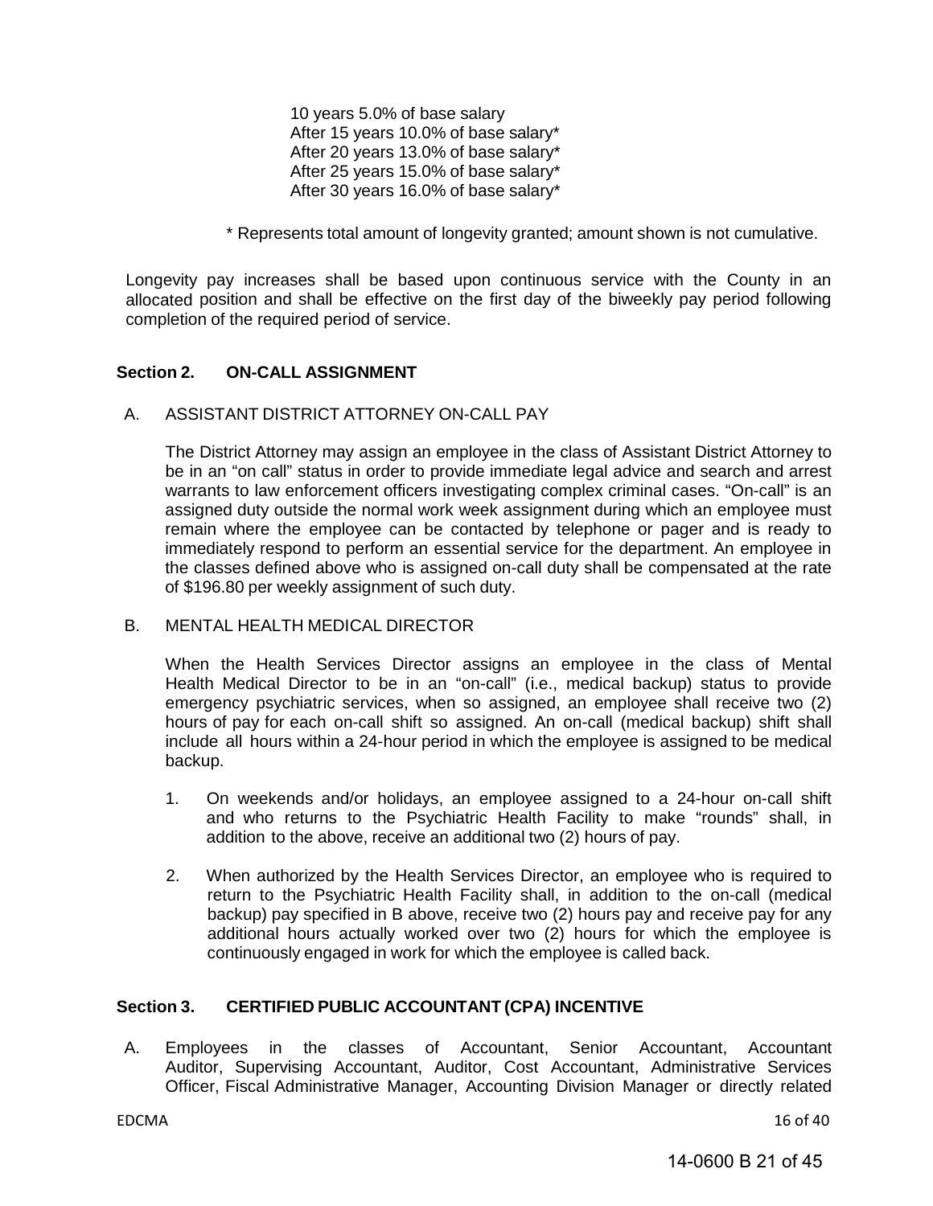10 years 5.0% of base salary
After 15 years 10.0% of base salary*
After 20 years 13.0% of base salary*
After 25 years 15.0% of base salary*
After 30 years 16.0% of base salary*

\* Represents total amount of longevity granted; amount shown is not cumulative.

Longevity pay increases shall be based upon continuous service with the County in an allocated position and shall be effective on the first day of the biweekly pay period following completion of the required period of service.

### Section 2. ON-CALL ASSIGNMENT

A. ASSISTANT DISTRICT ATTORNEY ON-CALL PAY

The District Attorney may assign an employee in the class of Assistant District Attorney to be in an "on call" status in order to provide immediate legal advice and search and arrest warrants to law enforcement officers investigating complex criminal cases. "On-call" is an assigned duty outside the normal work week assignment during which an employee must remain where the employee can be contacted by telephone or pager and is ready to immediately respond to perform an essential service for the department. An employee in the classes defined above who is assigned on-call duty shall be compensated at the rate of $196.80 per weekly assignment of such duty.

B. MENTAL HEALTH MEDICAL DIRECTOR

When the Health Services Director assigns an employee in the class of Mental Health Medical Director to be in an "on-call" (i.e., medical backup) status to provide emergency psychiatric services, when so assigned, an employee shall receive two (2) hours of pay for each on-call shift so assigned. An on-call (medical backup) shift shall include all hours within a 24-hour period in which the employee is assigned to be medical backup.

1. On weekends and/or holidays, an employee assigned to a 24-hour on-call shift and who returns to the Psychiatric Health Facility to make "rounds" shall, in addition to the above, receive an additional two (2) hours of pay.

2. When authorized by the Health Services Director, an employee who is required to return to the Psychiatric Health Facility shall, in addition to the on-call (medical backup) pay specified in B above, receive two (2) hours pay and receive pay for any additional hours actually worked over two (2) hours for which the employee is continuously engaged in work for which the employee is called back.

### Section 3. CERTIFIED PUBLIC ACCOUNTANT (CPA) INCENTIVE

A. Employees in the classes of Accountant, Senior Accountant, Accountant Auditor, Supervising Accountant, Auditor, Cost Accountant, Administrative Services Officer, Fiscal Administrative Manager, Accounting Division Manager or directly related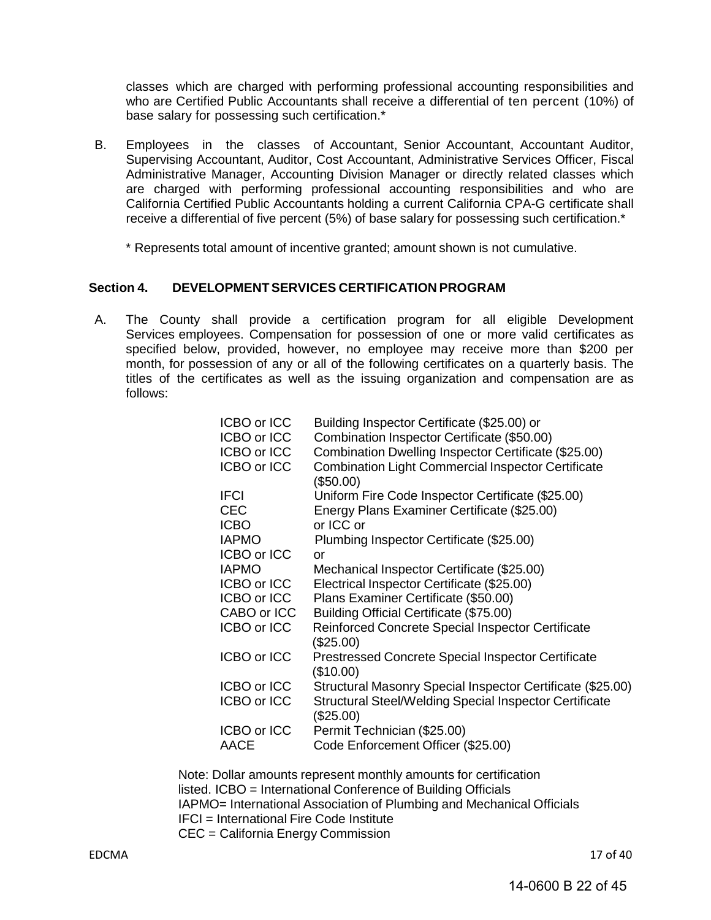classes which are charged with performing professional accounting responsibilities and who are Certified Public Accountants shall receive a differential of ten percent (10%) of base salary for possessing such certification.*

B. Employees in the classes of Accountant, Senior Accountant, Accountant Auditor, Supervising Accountant, Auditor, Cost Accountant, Administrative Services Officer, Fiscal Administrative Manager, Accounting Division Manager or directly related classes which are charged with performing professional accounting responsibilities and who are California Certified Public Accountants holding a current California CPA-G certificate shall receive a differential of five percent (5%) of base salary for possessing such certification.*

\* Represents total amount of incentive granted; amount shown is not cumulative.

## Section 4. DEVELOPMENT SERVICES CERTIFICATION PROGRAM

A. The County shall provide a certification program for all eligible Development Services employees. Compensation for possession of one or more valid certificates as specified below, provided, however, no employee may receive more than $200 per month, for possession of any or all of the following certificates on a quarterly basis. The titles of the certificates as well as the issuing organization and compensation are as follows:

| | |
|---|---|
| ICBO or ICC | Building Inspector Certificate ($25.00) or |
| ICBO or ICC | Combination Inspector Certificate ($50.00) |
| ICBO or ICC | Combination Dwelling Inspector Certificate ($25.00) |
| ICBO or ICC | Combination Light Commercial Inspector Certificate ($50.00) |
| IFCI | Uniform Fire Code Inspector Certificate ($25.00) |
| CEC | Energy Plans Examiner Certificate ($25.00) |
| ICBO | or ICC or |
| IAPMO | Plumbing Inspector Certificate ($25.00) |
| ICBO or ICC | or |
| IAPMO | Mechanical Inspector Certificate ($25.00) |
| ICBO or ICC | Electrical Inspector Certificate ($25.00) |
| ICBO or ICC | Plans Examiner Certificate ($50.00) |
| CABO or ICC | Building Official Certificate ($75.00) |
| ICBO or ICC | Reinforced Concrete Special Inspector Certificate ($25.00) |
| ICBO or ICC | Prestressed Concrete Special Inspector Certificate ($10.00) |
| ICBO or ICC | Structural Masonry Special Inspector Certificate ($25.00) |
| ICBO or ICC | Structural Steel/Welding Special Inspector Certificate ($25.00) |
| ICBO or ICC | Permit Technician ($25.00) |
| AACE | Code Enforcement Officer ($25.00) |

Note: Dollar amounts represent monthly amounts for certification listed. ICBO = International Conference of Building Officials
IAPMO= International Association of Plumbing and Mechanical Officials
IFCI = International Fire Code Institute
CEC = California Energy Commission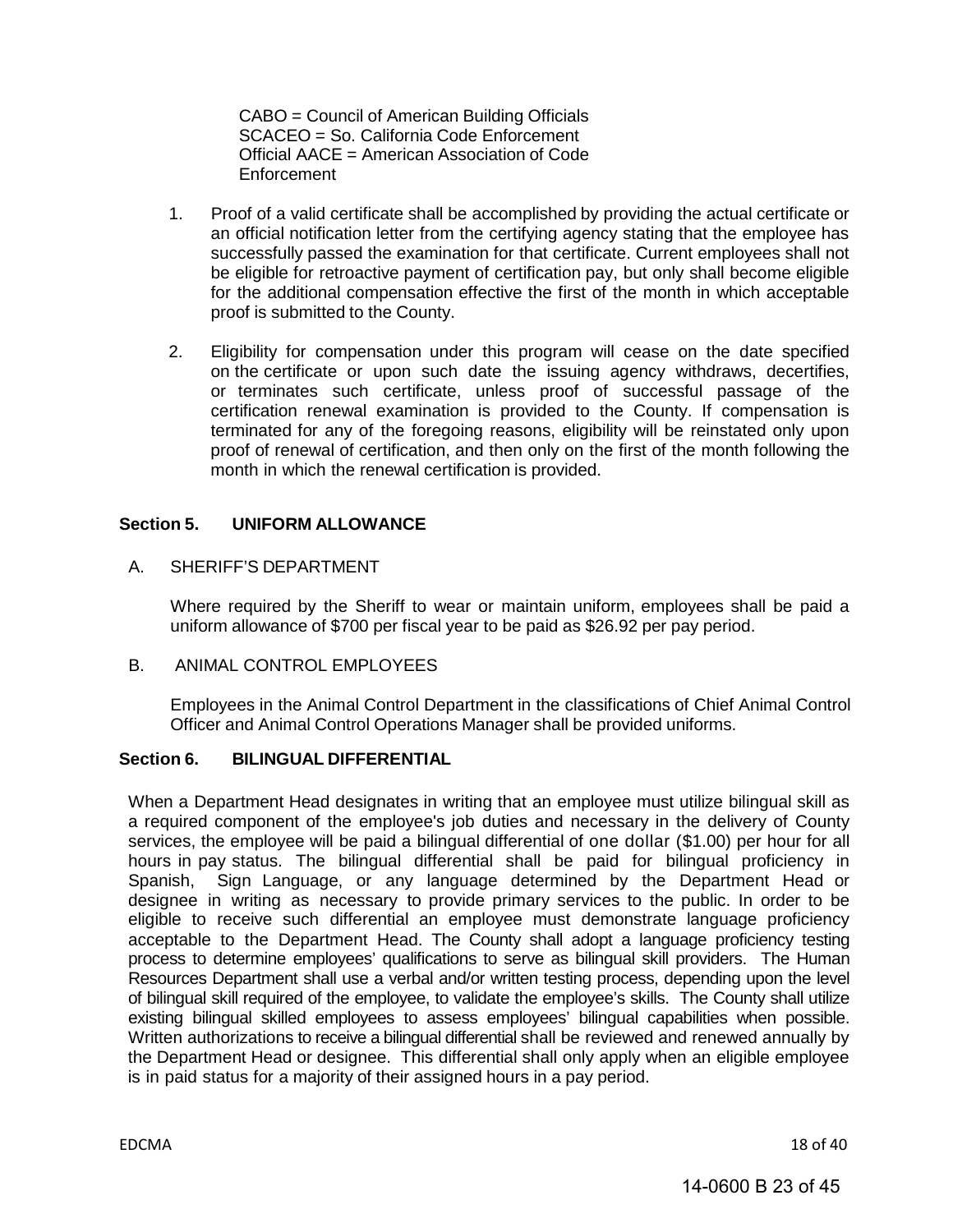CABO = Council of American Building Officials
SCACEO = So. California Code Enforcement Official
AACE = American Association of Code Enforcement

1. Proof of a valid certificate shall be accomplished by providing the actual certificate or an official notification letter from the certifying agency stating that the employee has successfully passed the examination for that certificate. Current employees shall not be eligible for retroactive payment of certification pay, but only shall become eligible for the additional compensation effective the first of the month in which acceptable proof is submitted to the County.

2. Eligibility for compensation under this program will cease on the date specified on the certificate or upon such date the issuing agency withdraws, decertifies, or terminates such certificate, unless proof of successful passage of the certification renewal examination is provided to the County. If compensation is terminated for any of the foregoing reasons, eligibility will be reinstated only upon proof of renewal of certification, and then only on the first of the month following the month in which the renewal certification is provided.

## Section 5. UNIFORM ALLOWANCE

A. SHERIFF'S DEPARTMENT

Where required by the Sheriff to wear or maintain uniform, employees shall be paid a uniform allowance of $700 per fiscal year to be paid as $26.92 per pay period.

B. ANIMAL CONTROL EMPLOYEES

Employees in the Animal Control Department in the classifications of Chief Animal Control Officer and Animal Control Operations Manager shall be provided uniforms.

## Section 6. BILINGUAL DIFFERENTIAL

When a Department Head designates in writing that an employee must utilize bilingual skill as a required component of the employee's job duties and necessary in the delivery of County services, the employee will be paid a bilingual differential of one dollar ($1.00) per hour for all hours in pay status. The bilingual differential shall be paid for bilingual proficiency in Spanish, Sign Language, or any language determined by the Department Head or designee in writing as necessary to provide primary services to the public. In order to be eligible to receive such differential an employee must demonstrate language proficiency acceptable to the Department Head. The County shall adopt a language proficiency testing process to determine employees' qualifications to serve as bilingual skill providers. The Human Resources Department shall use a verbal and/or written testing process, depending upon the level of bilingual skill required of the employee, to validate the employee's skills. The County shall utilize existing bilingual skilled employees to assess employees' bilingual capabilities when possible. Written authorizations to receive a bilingual differential shall be reviewed and renewed annually by the Department Head or designee. This differential shall only apply when an eligible employee is in paid status for a majority of their assigned hours in a pay period.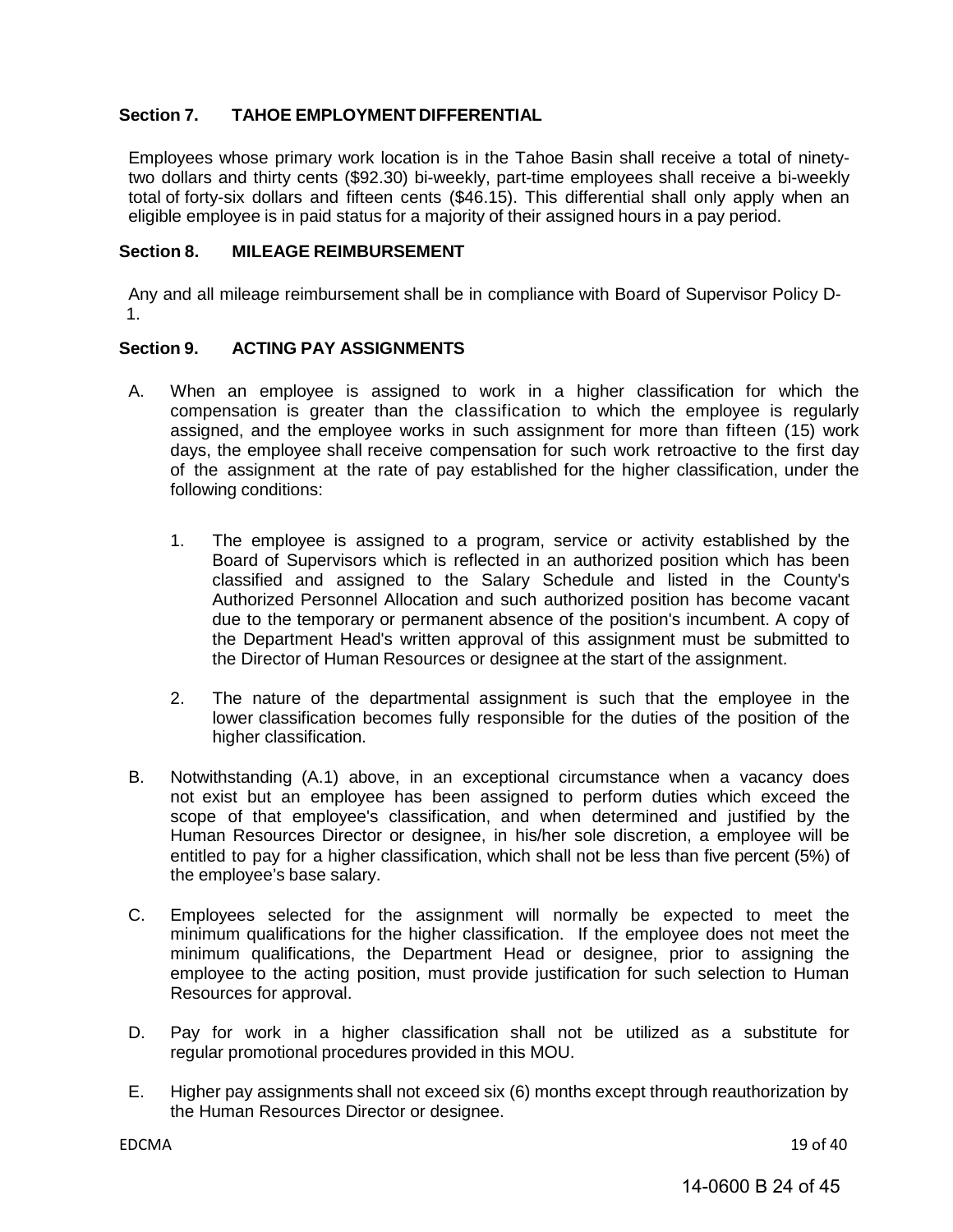### Section 7. TAHOE EMPLOYMENT DIFFERENTIAL

Employees whose primary work location is in the Tahoe Basin shall receive a total of ninety-two dollars and thirty cents ($92.30) bi-weekly, part-time employees shall receive a bi-weekly total of forty-six dollars and fifteen cents ($46.15). This differential shall only apply when an eligible employee is in paid status for a majority of their assigned hours in a pay period.

### Section 8. MILEAGE REIMBURSEMENT

Any and all mileage reimbursement shall be in compliance with Board of Supervisor Policy D-1.

### Section 9. ACTING PAY ASSIGNMENTS

A. When an employee is assigned to work in a higher classification for which the compensation is greater than the classification to which the employee is regularly assigned, and the employee works in such assignment for more than fifteen (15) work days, the employee shall receive compensation for such work retroactive to the first day of the assignment at the rate of pay established for the higher classification, under the following conditions:

   1. The employee is assigned to a program, service or activity established by the Board of Supervisors which is reflected in an authorized position which has been classified and assigned to the Salary Schedule and listed in the County's Authorized Personnel Allocation and such authorized position has become vacant due to the temporary or permanent absence of the position's incumbent. A copy of the Department Head's written approval of this assignment must be submitted to the Director of Human Resources or designee at the start of the assignment.

   2. The nature of the departmental assignment is such that the employee in the lower classification becomes fully responsible for the duties of the position of the higher classification.

B. Notwithstanding (A.1) above, in an exceptional circumstance when a vacancy does not exist but an employee has been assigned to perform duties which exceed the scope of that employee's classification, and when determined and justified by the Human Resources Director or designee, in his/her sole discretion, a employee will be entitled to pay for a higher classification, which shall not be less than five percent (5%) of the employee's base salary.

C. Employees selected for the assignment will normally be expected to meet the minimum qualifications for the higher classification. If the employee does not meet the minimum qualifications, the Department Head or designee, prior to assigning the employee to the acting position, must provide justification for such selection to Human Resources for approval.

D. Pay for work in a higher classification shall not be utilized as a substitute for regular promotional procedures provided in this MOU.

E. Higher pay assignments shall not exceed six (6) months except through reauthorization by the Human Resources Director or designee.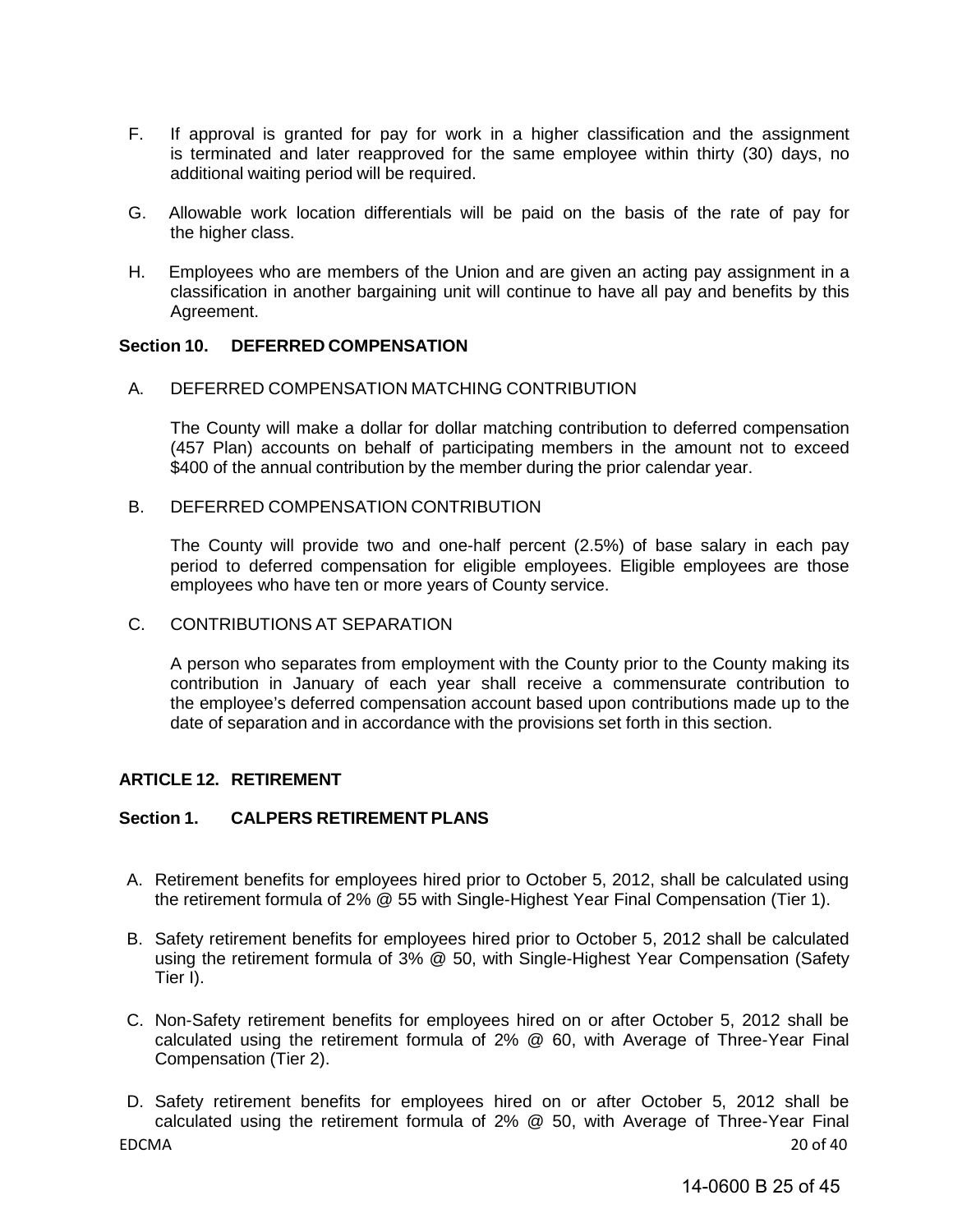F. If approval is granted for pay for work in a higher classification and the assignment is terminated and later reapproved for the same employee within thirty (30) days, no additional waiting period will be required.

G. Allowable work location differentials will be paid on the basis of the rate of pay for the higher class.

H. Employees who are members of the Union and are given an acting pay assignment in a classification in another bargaining unit will continue to have all pay and benefits by this Agreement.

**Section 10. DEFERRED COMPENSATION**

A. DEFERRED COMPENSATION MATCHING CONTRIBUTION

The County will make a dollar for dollar matching contribution to deferred compensation (457 Plan) accounts on behalf of participating members in the amount not to exceed $400 of the annual contribution by the member during the prior calendar year.

B. DEFERRED COMPENSATION CONTRIBUTION

The County will provide two and one-half percent (2.5%) of base salary in each pay period to deferred compensation for eligible employees. Eligible employees are those employees who have ten or more years of County service.

C. CONTRIBUTIONS AT SEPARATION

A person who separates from employment with the County prior to the County making its contribution in January of each year shall receive a commensurate contribution to the employee's deferred compensation account based upon contributions made up to the date of separation and in accordance with the provisions set forth in this section.

## ARTICLE 12. RETIREMENT

**Section 1. CALPERS RETIREMENT PLANS**

A. Retirement benefits for employees hired prior to October 5, 2012, shall be calculated using the retirement formula of 2% @ 55 with Single-Highest Year Final Compensation (Tier 1).

B. Safety retirement benefits for employees hired prior to October 5, 2012 shall be calculated using the retirement formula of 3% @ 50, with Single-Highest Year Compensation (Safety Tier I).

C. Non-Safety retirement benefits for employees hired on or after October 5, 2012 shall be calculated using the retirement formula of 2% @ 60, with Average of Three-Year Final Compensation (Tier 2).

D. Safety retirement benefits for employees hired on or after October 5, 2012 shall be calculated using the retirement formula of 2% @ 50, with Average of Three-Year Final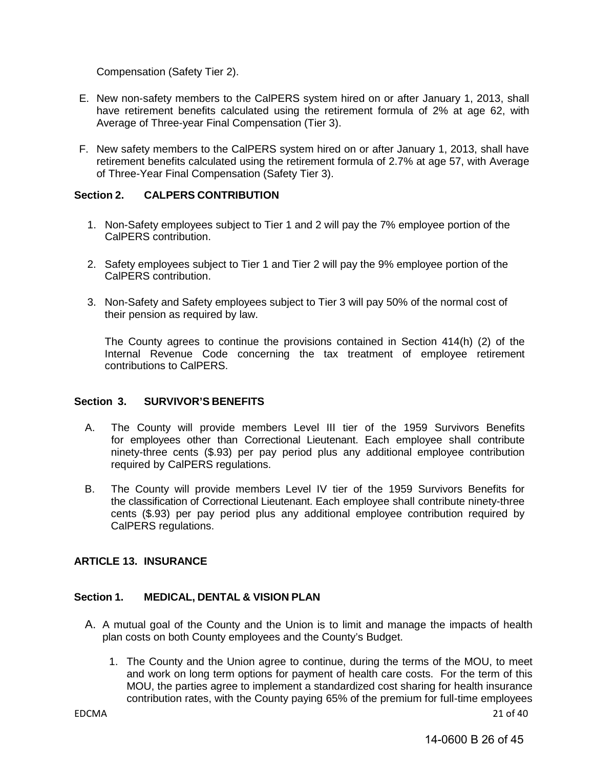Compensation (Safety Tier 2).

E. New non-safety members to the CalPERS system hired on or after January 1, 2013, shall have retirement benefits calculated using the retirement formula of 2% at age 62, with Average of Three-year Final Compensation (Tier 3).

F. New safety members to the CalPERS system hired on or after January 1, 2013, shall have retirement benefits calculated using the retirement formula of 2.7% at age 57, with Average of Three-Year Final Compensation (Safety Tier 3).

### Section 2. CALPERS CONTRIBUTION

1. Non-Safety employees subject to Tier 1 and 2 will pay the 7% employee portion of the CalPERS contribution.

2. Safety employees subject to Tier 1 and Tier 2 will pay the 9% employee portion of the CalPERS contribution.

3. Non-Safety and Safety employees subject to Tier 3 will pay 50% of the normal cost of their pension as required by law.

The County agrees to continue the provisions contained in Section 414(h) (2) of the Internal Revenue Code concerning the tax treatment of employee retirement contributions to CalPERS.

### Section 3. SURVIVOR'S BENEFITS

A. The County will provide members Level III tier of the 1959 Survivors Benefits for employees other than Correctional Lieutenant. Each employee shall contribute ninety-three cents ($.93) per pay period plus any additional employee contribution required by CalPERS regulations.

B. The County will provide members Level IV tier of the 1959 Survivors Benefits for the classification of Correctional Lieutenant. Each employee shall contribute ninety-three cents ($.93) per pay period plus any additional employee contribution required by CalPERS regulations.

## ARTICLE 13. INSURANCE

### Section 1. MEDICAL, DENTAL & VISION PLAN

A. A mutual goal of the County and the Union is to limit and manage the impacts of health plan costs on both County employees and the County's Budget.

1. The County and the Union agree to continue, during the terms of the MOU, to meet and work on long term options for payment of health care costs. For the term of this MOU, the parties agree to implement a standardized cost sharing for health insurance contribution rates, with the County paying 65% of the premium for full-time employees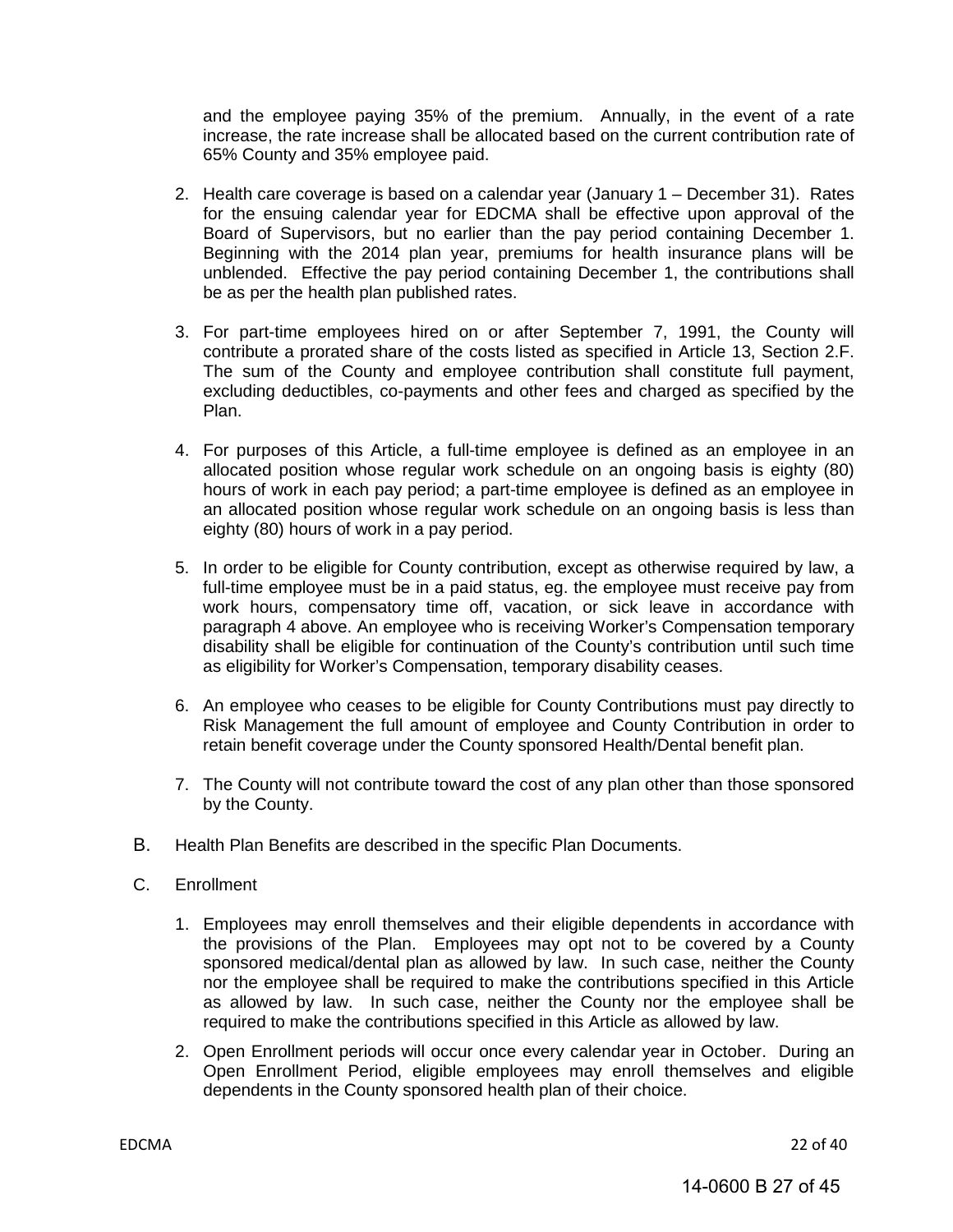and the employee paying 35% of the premium. Annually, in the event of a rate increase, the rate increase shall be allocated based on the current contribution rate of 65% County and 35% employee paid.

2. Health care coverage is based on a calendar year (January 1 – December 31). Rates for the ensuing calendar year for EDCMA shall be effective upon approval of the Board of Supervisors, but no earlier than the pay period containing December 1. Beginning with the 2014 plan year, premiums for health insurance plans will be unblended. Effective the pay period containing December 1, the contributions shall be as per the health plan published rates.

3. For part-time employees hired on or after September 7, 1991, the County will contribute a prorated share of the costs listed as specified in Article 13, Section 2.F. The sum of the County and employee contribution shall constitute full payment, excluding deductibles, co-payments and other fees and charged as specified by the Plan.

4. For purposes of this Article, a full-time employee is defined as an employee in an allocated position whose regular work schedule on an ongoing basis is eighty (80) hours of work in each pay period; a part-time employee is defined as an employee in an allocated position whose regular work schedule on an ongoing basis is less than eighty (80) hours of work in a pay period.

5. In order to be eligible for County contribution, except as otherwise required by law, a full-time employee must be in a paid status, eg. the employee must receive pay from work hours, compensatory time off, vacation, or sick leave in accordance with paragraph 4 above. An employee who is receiving Worker's Compensation temporary disability shall be eligible for continuation of the County's contribution until such time as eligibility for Worker's Compensation, temporary disability ceases.

6. An employee who ceases to be eligible for County Contributions must pay directly to Risk Management the full amount of employee and County Contribution in order to retain benefit coverage under the County sponsored Health/Dental benefit plan.

7. The County will not contribute toward the cost of any plan other than those sponsored by the County.

B. Health Plan Benefits are described in the specific Plan Documents.

C. Enrollment

1. Employees may enroll themselves and their eligible dependents in accordance with the provisions of the Plan. Employees may opt not to be covered by a County sponsored medical/dental plan as allowed by law. In such case, neither the County nor the employee shall be required to make the contributions specified in this Article as allowed by law. In such case, neither the County nor the employee shall be required to make the contributions specified in this Article as allowed by law.

2. Open Enrollment periods will occur once every calendar year in October. During an Open Enrollment Period, eligible employees may enroll themselves and eligible dependents in the County sponsored health plan of their choice.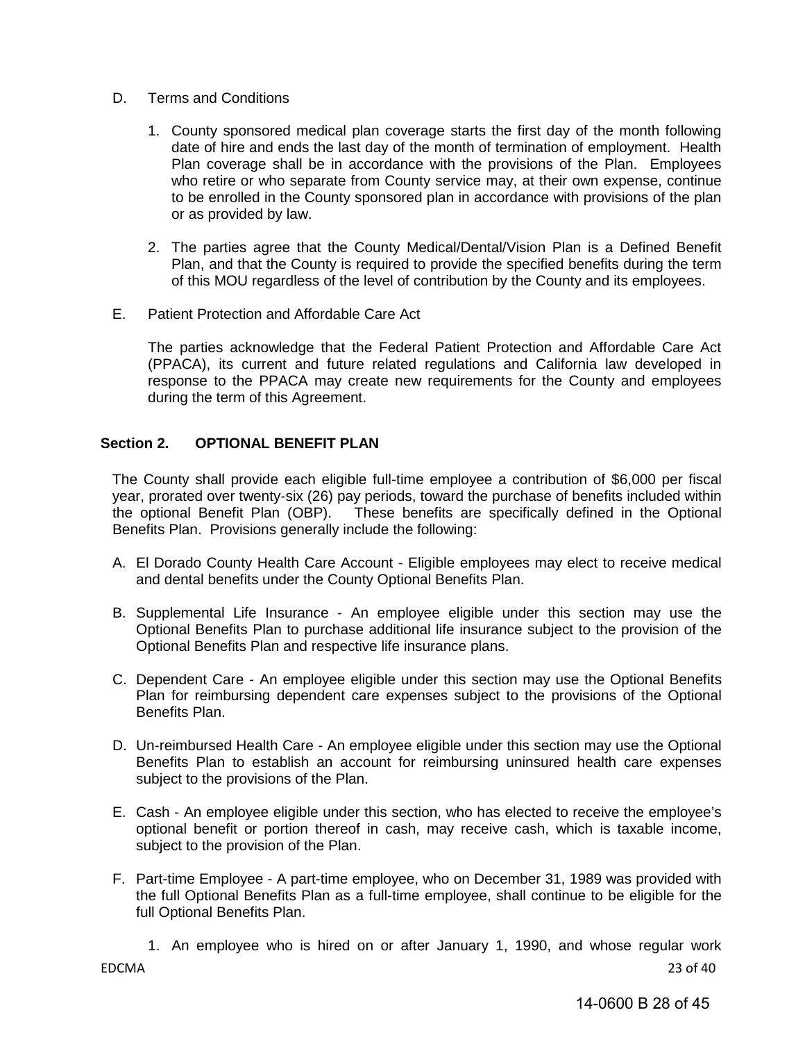D. Terms and Conditions

1. County sponsored medical plan coverage starts the first day of the month following date of hire and ends the last day of the month of termination of employment. Health Plan coverage shall be in accordance with the provisions of the Plan. Employees who retire or who separate from County service may, at their own expense, continue to be enrolled in the County sponsored plan in accordance with provisions of the plan or as provided by law.

2. The parties agree that the County Medical/Dental/Vision Plan is a Defined Benefit Plan, and that the County is required to provide the specified benefits during the term of this MOU regardless of the level of contribution by the County and its employees.

E. Patient Protection and Affordable Care Act

The parties acknowledge that the Federal Patient Protection and Affordable Care Act (PPACA), its current and future related regulations and California law developed in response to the PPACA may create new requirements for the County and employees during the term of this Agreement.

### Section 2. OPTIONAL BENEFIT PLAN

The County shall provide each eligible full-time employee a contribution of $6,000 per fiscal year, prorated over twenty-six (26) pay periods, toward the purchase of benefits included within the optional Benefit Plan (OBP). These benefits are specifically defined in the Optional Benefits Plan. Provisions generally include the following:

A. El Dorado County Health Care Account - Eligible employees may elect to receive medical and dental benefits under the County Optional Benefits Plan.

B. Supplemental Life Insurance - An employee eligible under this section may use the Optional Benefits Plan to purchase additional life insurance subject to the provision of the Optional Benefits Plan and respective life insurance plans.

C. Dependent Care - An employee eligible under this section may use the Optional Benefits Plan for reimbursing dependent care expenses subject to the provisions of the Optional Benefits Plan.

D. Un-reimbursed Health Care - An employee eligible under this section may use the Optional Benefits Plan to establish an account for reimbursing uninsured health care expenses subject to the provisions of the Plan.

E. Cash - An employee eligible under this section, who has elected to receive the employee's optional benefit or portion thereof in cash, may receive cash, which is taxable income, subject to the provision of the Plan.

F. Part-time Employee - A part-time employee, who on December 31, 1989 was provided with the full Optional Benefits Plan as a full-time employee, shall continue to be eligible for the full Optional Benefits Plan.

   1. An employee who is hired on or after January 1, 1990, and whose regular work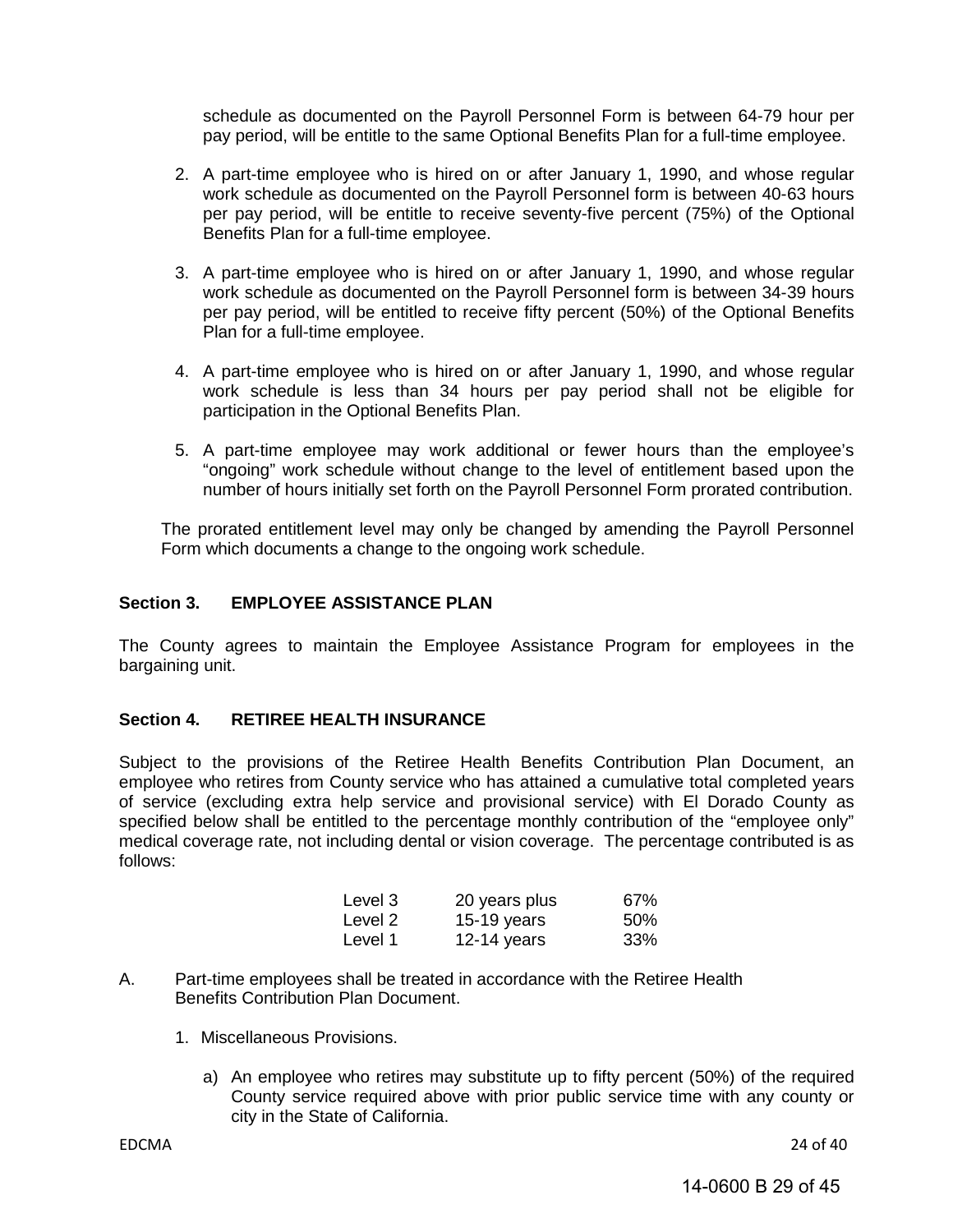schedule as documented on the Payroll Personnel Form is between 64-79 hour per pay period, will be entitle to the same Optional Benefits Plan for a full-time employee.

2. A part-time employee who is hired on or after January 1, 1990, and whose regular work schedule as documented on the Payroll Personnel form is between 40-63 hours per pay period, will be entitle to receive seventy-five percent (75%) of the Optional Benefits Plan for a full-time employee.

3. A part-time employee who is hired on or after January 1, 1990, and whose regular work schedule as documented on the Payroll Personnel form is between 34-39 hours per pay period, will be entitled to receive fifty percent (50%) of the Optional Benefits Plan for a full-time employee.

4. A part-time employee who is hired on or after January 1, 1990, and whose regular work schedule is less than 34 hours per pay period shall not be eligible for participation in the Optional Benefits Plan.

5. A part-time employee may work additional or fewer hours than the employee's "ongoing" work schedule without change to the level of entitlement based upon the number of hours initially set forth on the Payroll Personnel Form prorated contribution.

The prorated entitlement level may only be changed by amending the Payroll Personnel Form which documents a change to the ongoing work schedule.

**Section 3. EMPLOYEE ASSISTANCE PLAN**

The County agrees to maintain the Employee Assistance Program for employees in the bargaining unit.

**Section 4. RETIREE HEALTH INSURANCE**

Subject to the provisions of the Retiree Health Benefits Contribution Plan Document, an employee who retires from County service who has attained a cumulative total completed years of service (excluding extra help service and provisional service) with El Dorado County as specified below shall be entitled to the percentage monthly contribution of the "employee only" medical coverage rate, not including dental or vision coverage. The percentage contributed is as follows:

| | | |
|---|---|---|
| Level 3 | 20 years plus | 67% |
| Level 2 | 15-19 years | 50% |
| Level 1 | 12-14 years | 33% |

A. Part-time employees shall be treated in accordance with the Retiree Health Benefits Contribution Plan Document.

1. Miscellaneous Provisions.

   a) An employee who retires may substitute up to fifty percent (50%) of the required County service required above with prior public service time with any county or city in the State of California.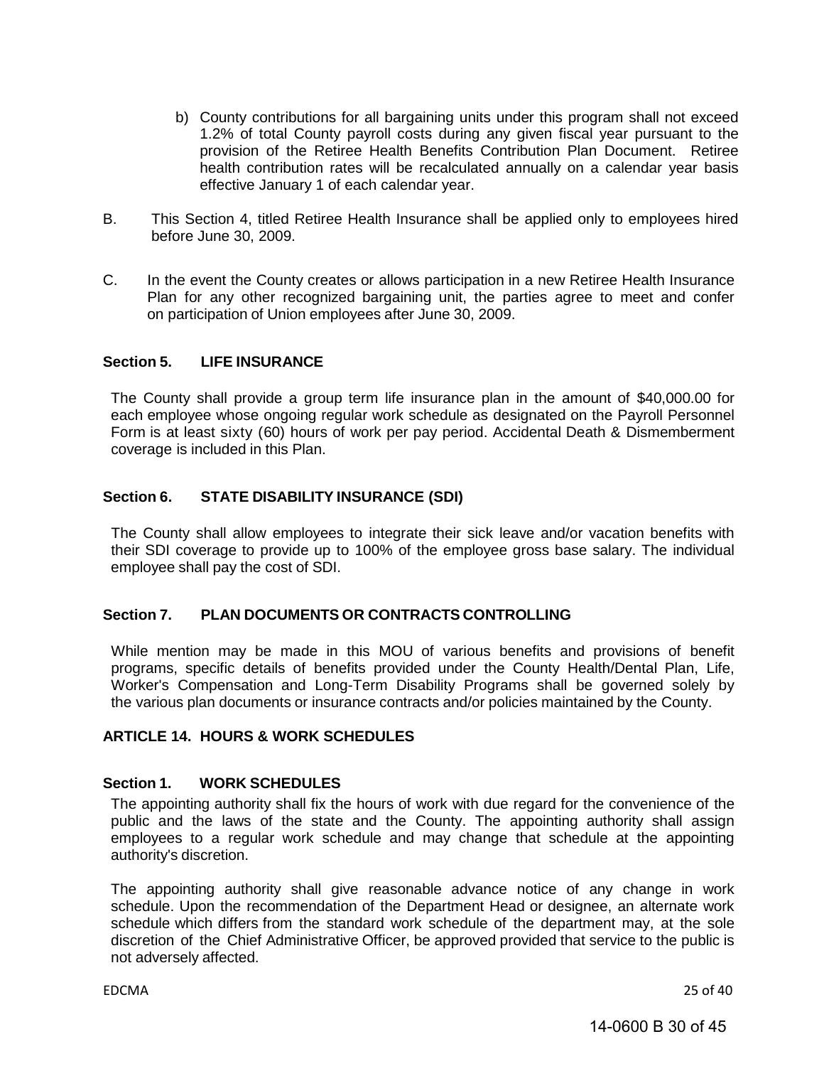b) County contributions for all bargaining units under this program shall not exceed 1.2% of total County payroll costs during any given fiscal year pursuant to the provision of the Retiree Health Benefits Contribution Plan Document. Retiree health contribution rates will be recalculated annually on a calendar year basis effective January 1 of each calendar year.

B. This Section 4, titled Retiree Health Insurance shall be applied only to employees hired before June 30, 2009.

C. In the event the County creates or allows participation in a new Retiree Health Insurance Plan for any other recognized bargaining unit, the parties agree to meet and confer on participation of Union employees after June 30, 2009.

### Section 5. LIFE INSURANCE

The County shall provide a group term life insurance plan in the amount of $40,000.00 for each employee whose ongoing regular work schedule as designated on the Payroll Personnel Form is at least sixty (60) hours of work per pay period. Accidental Death & Dismemberment coverage is included in this Plan.

### Section 6. STATE DISABILITY INSURANCE (SDI)

The County shall allow employees to integrate their sick leave and/or vacation benefits with their SDI coverage to provide up to 100% of the employee gross base salary. The individual employee shall pay the cost of SDI.

### Section 7. PLAN DOCUMENTS OR CONTRACTS CONTROLLING

While mention may be made in this MOU of various benefits and provisions of benefit programs, specific details of benefits provided under the County Health/Dental Plan, Life, Worker's Compensation and Long-Term Disability Programs shall be governed solely by the various plan documents or insurance contracts and/or policies maintained by the County.

## ARTICLE 14. HOURS & WORK SCHEDULES

### Section 1. WORK SCHEDULES

The appointing authority shall fix the hours of work with due regard for the convenience of the public and the laws of the state and the County. The appointing authority shall assign employees to a regular work schedule and may change that schedule at the appointing authority's discretion.

The appointing authority shall give reasonable advance notice of any change in work schedule. Upon the recommendation of the Department Head or designee, an alternate work schedule which differs from the standard work schedule of the department may, at the sole discretion of the Chief Administrative Officer, be approved provided that service to the public is not adversely affected.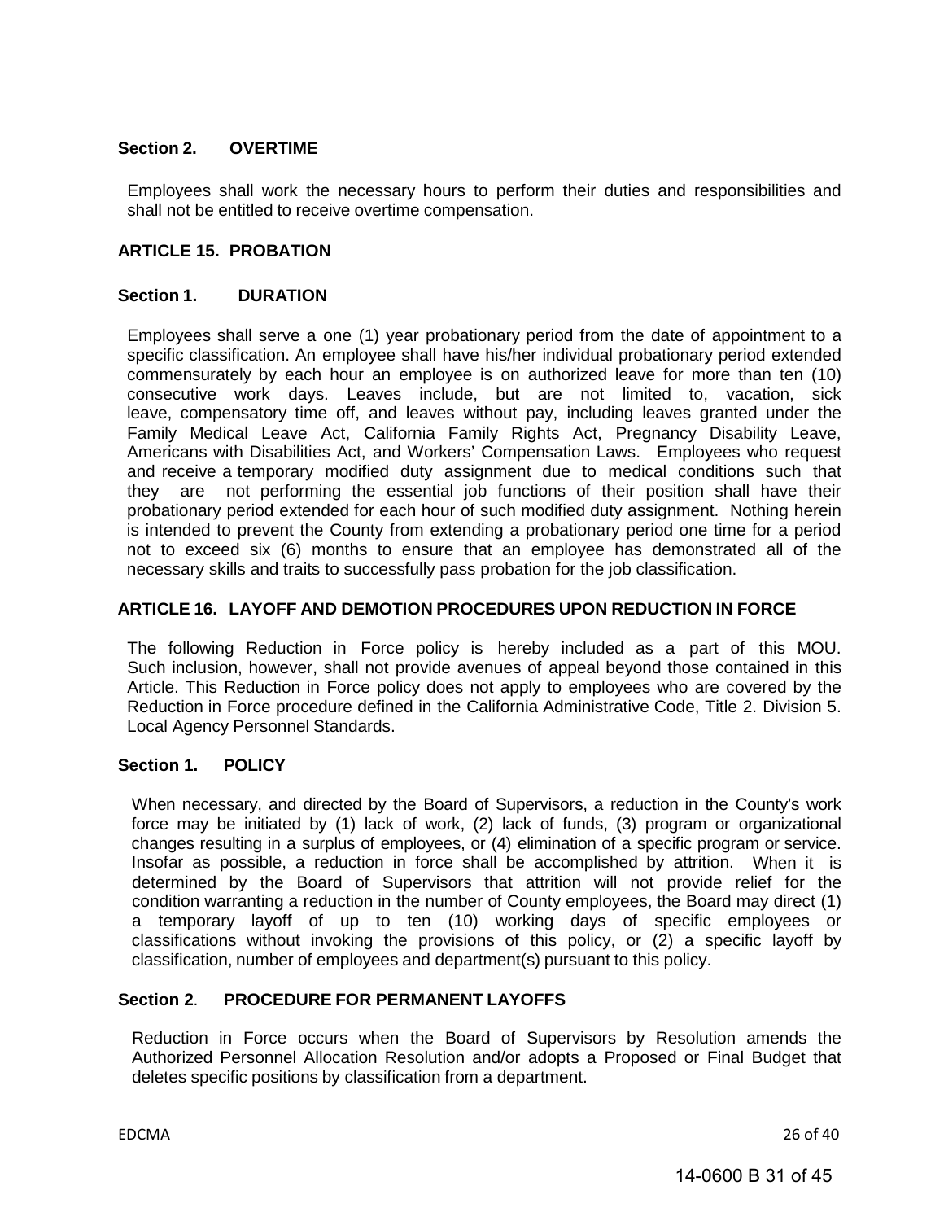### Section 2. OVERTIME

Employees shall work the necessary hours to perform their duties and responsibilities and shall not be entitled to receive overtime compensation.

## ARTICLE 15. PROBATION

### Section 1. DURATION

Employees shall serve a one (1) year probationary period from the date of appointment to a specific classification. An employee shall have his/her individual probationary period extended commensurately by each hour an employee is on authorized leave for more than ten (10) consecutive work days. Leaves include, but are not limited to, vacation, sick leave, compensatory time off, and leaves without pay, including leaves granted under the Family Medical Leave Act, California Family Rights Act, Pregnancy Disability Leave, Americans with Disabilities Act, and Workers' Compensation Laws. Employees who request and receive a temporary modified duty assignment due to medical conditions such that they are not performing the essential job functions of their position shall have their probationary period extended for each hour of such modified duty assignment. Nothing herein is intended to prevent the County from extending a probationary period one time for a period not to exceed six (6) months to ensure that an employee has demonstrated all of the necessary skills and traits to successfully pass probation for the job classification.

## ARTICLE 16. LAYOFF AND DEMOTION PROCEDURES UPON REDUCTION IN FORCE

The following Reduction in Force policy is hereby included as a part of this MOU. Such inclusion, however, shall not provide avenues of appeal beyond those contained in this Article. This Reduction in Force policy does not apply to employees who are covered by the Reduction in Force procedure defined in the California Administrative Code, Title 2. Division 5. Local Agency Personnel Standards.

### Section 1. POLICY

When necessary, and directed by the Board of Supervisors, a reduction in the County's work force may be initiated by (1) lack of work, (2) lack of funds, (3) program or organizational changes resulting in a surplus of employees, or (4) elimination of a specific program or service. Insofar as possible, a reduction in force shall be accomplished by attrition. When it is determined by the Board of Supervisors that attrition will not provide relief for the condition warranting a reduction in the number of County employees, the Board may direct (1) a temporary layoff of up to ten (10) working days of specific employees or classifications without invoking the provisions of this policy, or (2) a specific layoff by classification, number of employees and department(s) pursuant to this policy.

### Section 2. PROCEDURE FOR PERMANENT LAYOFFS

Reduction in Force occurs when the Board of Supervisors by Resolution amends the Authorized Personnel Allocation Resolution and/or adopts a Proposed or Final Budget that deletes specific positions by classification from a department.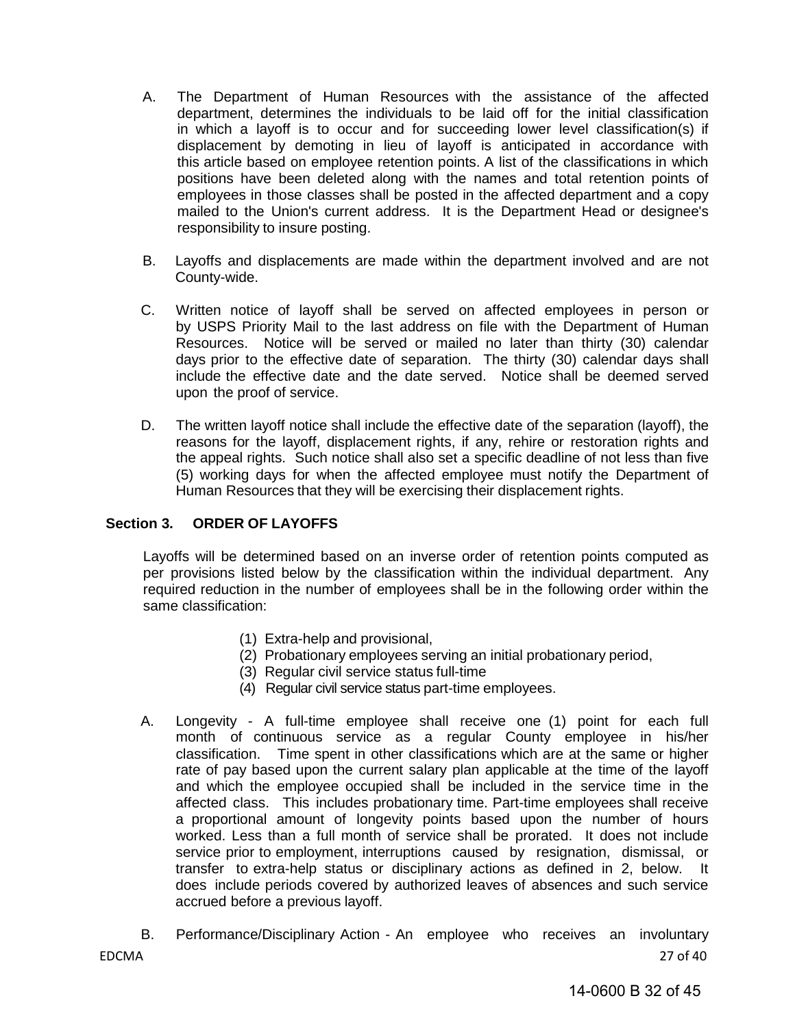A. The Department of Human Resources with the assistance of the affected department, determines the individuals to be laid off for the initial classification in which a layoff is to occur and for succeeding lower level classification(s) if displacement by demoting in lieu of layoff is anticipated in accordance with this article based on employee retention points. A list of the classifications in which positions have been deleted along with the names and total retention points of employees in those classes shall be posted in the affected department and a copy mailed to the Union's current address. It is the Department Head or designee's responsibility to insure posting.

B. Layoffs and displacements are made within the department involved and are not County-wide.

C. Written notice of layoff shall be served on affected employees in person or by USPS Priority Mail to the last address on file with the Department of Human Resources. Notice will be served or mailed no later than thirty (30) calendar days prior to the effective date of separation. The thirty (30) calendar days shall include the effective date and the date served. Notice shall be deemed served upon the proof of service.

D. The written layoff notice shall include the effective date of the separation (layoff), the reasons for the layoff, displacement rights, if any, rehire or restoration rights and the appeal rights. Such notice shall also set a specific deadline of not less than five (5) working days for when the affected employee must notify the Department of Human Resources that they will be exercising their displacement rights.

**Section 3. ORDER OF LAYOFFS**

Layoffs will be determined based on an inverse order of retention points computed as per provisions listed below by the classification within the individual department. Any required reduction in the number of employees shall be in the following order within the same classification:

(1) Extra-help and provisional,
(2) Probationary employees serving an initial probationary period,
(3) Regular civil service status full-time
(4) Regular civil service status part-time employees.

A. Longevity - A full-time employee shall receive one (1) point for each full month of continuous service as a regular County employee in his/her classification. Time spent in other classifications which are at the same or higher rate of pay based upon the current salary plan applicable at the time of the layoff and which the employee occupied shall be included in the service time in the affected class. This includes probationary time. Part-time employees shall receive a proportional amount of longevity points based upon the number of hours worked. Less than a full month of service shall be prorated. It does not include service prior to employment, interruptions caused by resignation, dismissal, or transfer to extra-help status or disciplinary actions as defined in 2, below. It does include periods covered by authorized leaves of absences and such service accrued before a previous layoff.

B. Performance/Disciplinary Action - An employee who receives an involuntary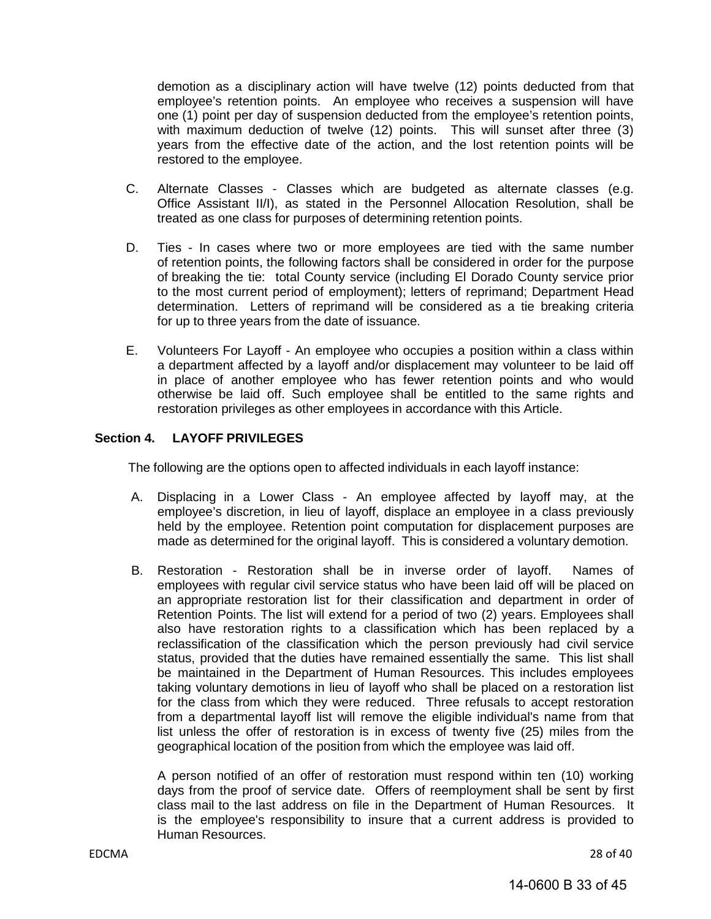demotion as a disciplinary action will have twelve (12) points deducted from that employee's retention points. An employee who receives a suspension will have one (1) point per day of suspension deducted from the employee's retention points, with maximum deduction of twelve (12) points. This will sunset after three (3) years from the effective date of the action, and the lost retention points will be restored to the employee.

C. Alternate Classes - Classes which are budgeted as alternate classes (e.g. Office Assistant II/I), as stated in the Personnel Allocation Resolution, shall be treated as one class for purposes of determining retention points.

D. Ties - In cases where two or more employees are tied with the same number of retention points, the following factors shall be considered in order for the purpose of breaking the tie: total County service (including El Dorado County service prior to the most current period of employment); letters of reprimand; Department Head determination. Letters of reprimand will be considered as a tie breaking criteria for up to three years from the date of issuance.

E. Volunteers For Layoff - An employee who occupies a position within a class within a department affected by a layoff and/or displacement may volunteer to be laid off in place of another employee who has fewer retention points and who would otherwise be laid off. Such employee shall be entitled to the same rights and restoration privileges as other employees in accordance with this Article.

**Section 4. LAYOFF PRIVILEGES**

The following are the options open to affected individuals in each layoff instance:

A. Displacing in a Lower Class - An employee affected by layoff may, at the employee's discretion, in lieu of layoff, displace an employee in a class previously held by the employee. Retention point computation for displacement purposes are made as determined for the original layoff. This is considered a voluntary demotion.

B. Restoration - Restoration shall be in inverse order of layoff. Names of employees with regular civil service status who have been laid off will be placed on an appropriate restoration list for their classification and department in order of Retention Points. The list will extend for a period of two (2) years. Employees shall also have restoration rights to a classification which has been replaced by a reclassification of the classification which the person previously had civil service status, provided that the duties have remained essentially the same. This list shall be maintained in the Department of Human Resources. This includes employees taking voluntary demotions in lieu of layoff who shall be placed on a restoration list for the class from which they were reduced. Three refusals to accept restoration from a departmental layoff list will remove the eligible individual's name from that list unless the offer of restoration is in excess of twenty five (25) miles from the geographical location of the position from which the employee was laid off.

A person notified of an offer of restoration must respond within ten (10) working days from the proof of service date. Offers of reemployment shall be sent by first class mail to the last address on file in the Department of Human Resources. It is the employee's responsibility to insure that a current address is provided to Human Resources.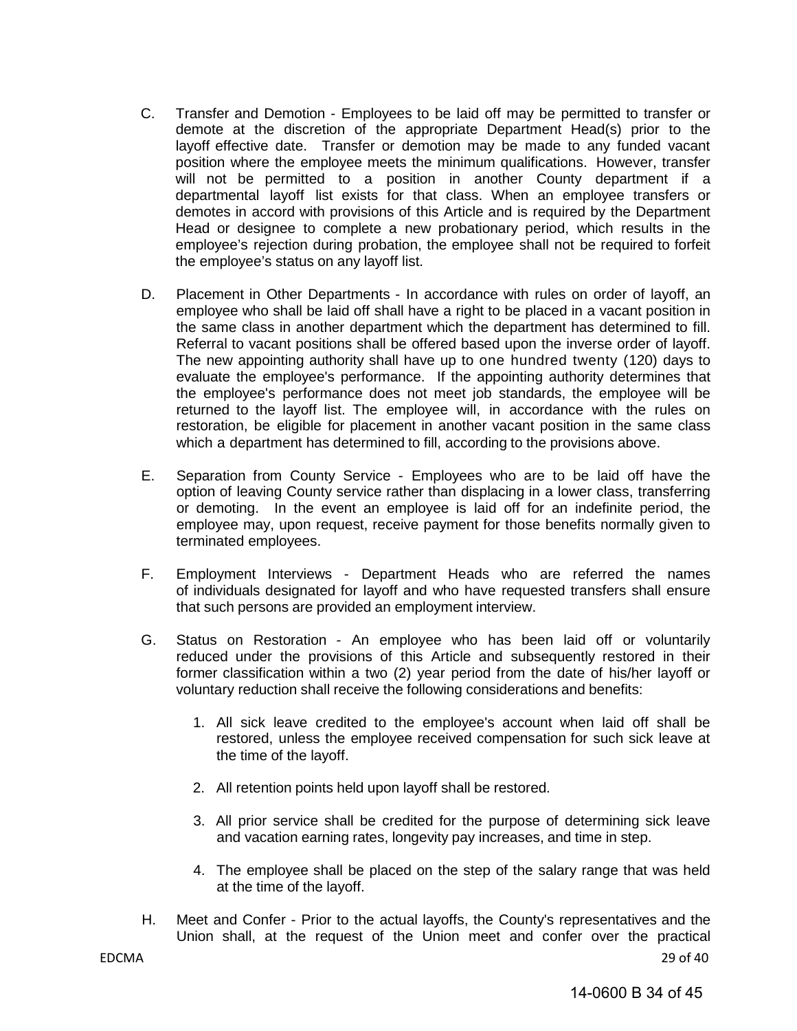C. Transfer and Demotion - Employees to be laid off may be permitted to transfer or demote at the discretion of the appropriate Department Head(s) prior to the layoff effective date. Transfer or demotion may be made to any funded vacant position where the employee meets the minimum qualifications. However, transfer will not be permitted to a position in another County department if a departmental layoff list exists for that class. When an employee transfers or demotes in accord with provisions of this Article and is required by the Department Head or designee to complete a new probationary period, which results in the employee's rejection during probation, the employee shall not be required to forfeit the employee's status on any layoff list.

D. Placement in Other Departments - In accordance with rules on order of layoff, an employee who shall be laid off shall have a right to be placed in a vacant position in the same class in another department which the department has determined to fill. Referral to vacant positions shall be offered based upon the inverse order of layoff. The new appointing authority shall have up to one hundred twenty (120) days to evaluate the employee's performance. If the appointing authority determines that the employee's performance does not meet job standards, the employee will be returned to the layoff list. The employee will, in accordance with the rules on restoration, be eligible for placement in another vacant position in the same class which a department has determined to fill, according to the provisions above.

E. Separation from County Service - Employees who are to be laid off have the option of leaving County service rather than displacing in a lower class, transferring or demoting. In the event an employee is laid off for an indefinite period, the employee may, upon request, receive payment for those benefits normally given to terminated employees.

F. Employment Interviews - Department Heads who are referred the names of individuals designated for layoff and who have requested transfers shall ensure that such persons are provided an employment interview.

G. Status on Restoration - An employee who has been laid off or voluntarily reduced under the provisions of this Article and subsequently restored in their former classification within a two (2) year period from the date of his/her layoff or voluntary reduction shall receive the following considerations and benefits:

1. All sick leave credited to the employee's account when laid off shall be restored, unless the employee received compensation for such sick leave at the time of the layoff.
2. All retention points held upon layoff shall be restored.
3. All prior service shall be credited for the purpose of determining sick leave and vacation earning rates, longevity pay increases, and time in step.
4. The employee shall be placed on the step of the salary range that was held at the time of the layoff.

H. Meet and Confer - Prior to the actual layoffs, the County's representatives and the Union shall, at the request of the Union meet and confer over the practical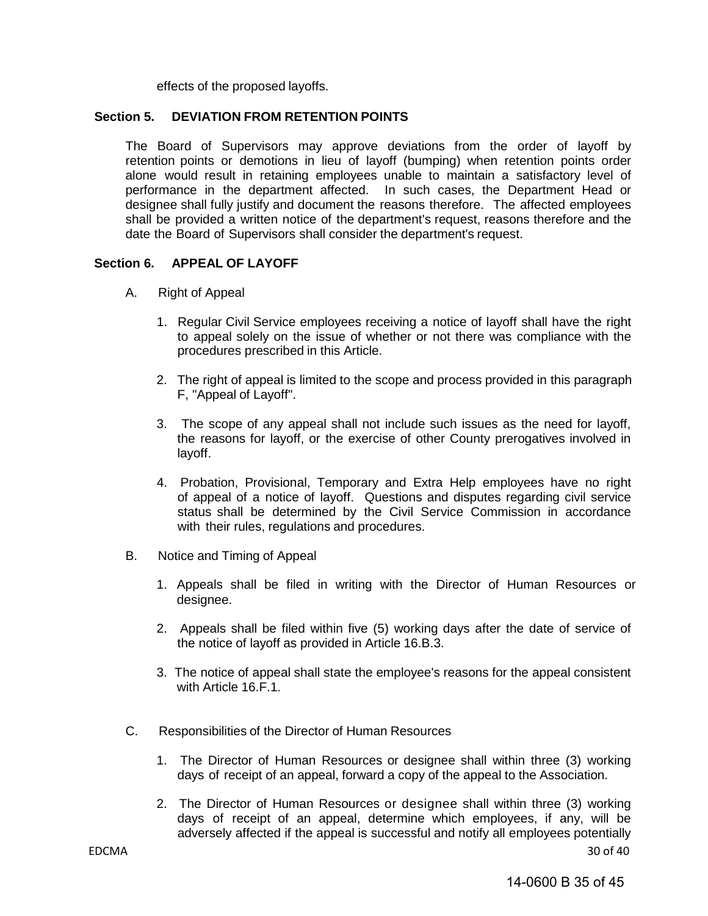effects of the proposed layoffs.

### Section 5. DEVIATION FROM RETENTION POINTS

The Board of Supervisors may approve deviations from the order of layoff by retention points or demotions in lieu of layoff (bumping) when retention points order alone would result in retaining employees unable to maintain a satisfactory level of performance in the department affected. In such cases, the Department Head or designee shall fully justify and document the reasons therefore. The affected employees shall be provided a written notice of the department's request, reasons therefore and the date the Board of Supervisors shall consider the department's request.

### Section 6. APPEAL OF LAYOFF

A. Right of Appeal

1. Regular Civil Service employees receiving a notice of layoff shall have the right to appeal solely on the issue of whether or not there was compliance with the procedures prescribed in this Article.

2. The right of appeal is limited to the scope and process provided in this paragraph F, "Appeal of Layoff".

3. The scope of any appeal shall not include such issues as the need for layoff, the reasons for layoff, or the exercise of other County prerogatives involved in layoff.

4. Probation, Provisional, Temporary and Extra Help employees have no right of appeal of a notice of layoff. Questions and disputes regarding civil service status shall be determined by the Civil Service Commission in accordance with their rules, regulations and procedures.

B. Notice and Timing of Appeal

1. Appeals shall be filed in writing with the Director of Human Resources or designee.

2. Appeals shall be filed within five (5) working days after the date of service of the notice of layoff as provided in Article 16.B.3.

3. The notice of appeal shall state the employee's reasons for the appeal consistent with Article 16.F.1.

C. Responsibilities of the Director of Human Resources

1. The Director of Human Resources or designee shall within three (3) working days of receipt of an appeal, forward a copy of the appeal to the Association.

2. The Director of Human Resources or designee shall within three (3) working days of receipt of an appeal, determine which employees, if any, will be adversely affected if the appeal is successful and notify all employees potentially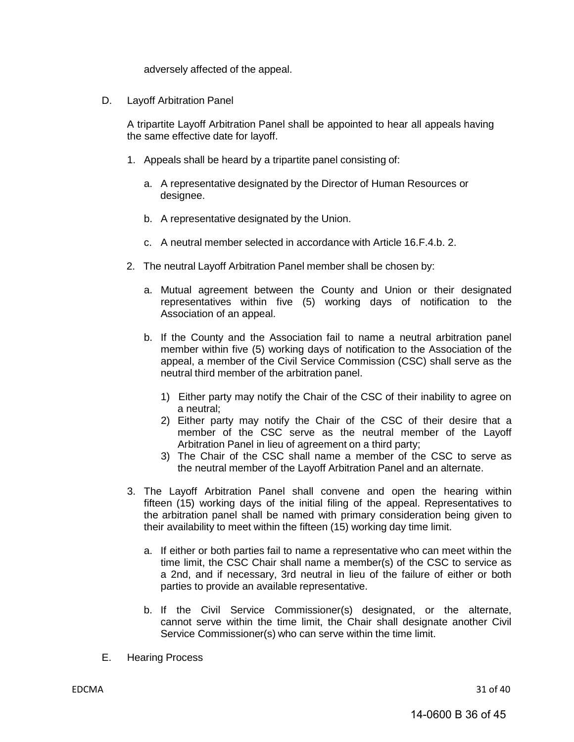adversely affected of the appeal.

D. Layoff Arbitration Panel

A tripartite Layoff Arbitration Panel shall be appointed to hear all appeals having the same effective date for layoff.

1. Appeals shall be heard by a tripartite panel consisting of:

   a. A representative designated by the Director of Human Resources or designee.

   b. A representative designated by the Union.

   c. A neutral member selected in accordance with Article 16.F.4.b. 2.

2. The neutral Layoff Arbitration Panel member shall be chosen by:

   a. Mutual agreement between the County and Union or their designated representatives within five (5) working days of notification to the Association of an appeal.

   b. If the County and the Association fail to name a neutral arbitration panel member within five (5) working days of notification to the Association of the appeal, a member of the Civil Service Commission (CSC) shall serve as the neutral third member of the arbitration panel.

      1) Either party may notify the Chair of the CSC of their inability to agree on a neutral;
      2) Either party may notify the Chair of the CSC of their desire that a member of the CSC serve as the neutral member of the Layoff Arbitration Panel in lieu of agreement on a third party;
      3) The Chair of the CSC shall name a member of the CSC to serve as the neutral member of the Layoff Arbitration Panel and an alternate.

3. The Layoff Arbitration Panel shall convene and open the hearing within fifteen (15) working days of the initial filing of the appeal. Representatives to the arbitration panel shall be named with primary consideration being given to their availability to meet within the fifteen (15) working day time limit.

   a. If either or both parties fail to name a representative who can meet within the time limit, the CSC Chair shall name a member(s) of the CSC to service as a 2nd, and if necessary, 3rd neutral in lieu of the failure of either or both parties to provide an available representative.

   b. If the Civil Service Commissioner(s) designated, or the alternate, cannot serve within the time limit, the Chair shall designate another Civil Service Commissioner(s) who can serve within the time limit.

E. Hearing Process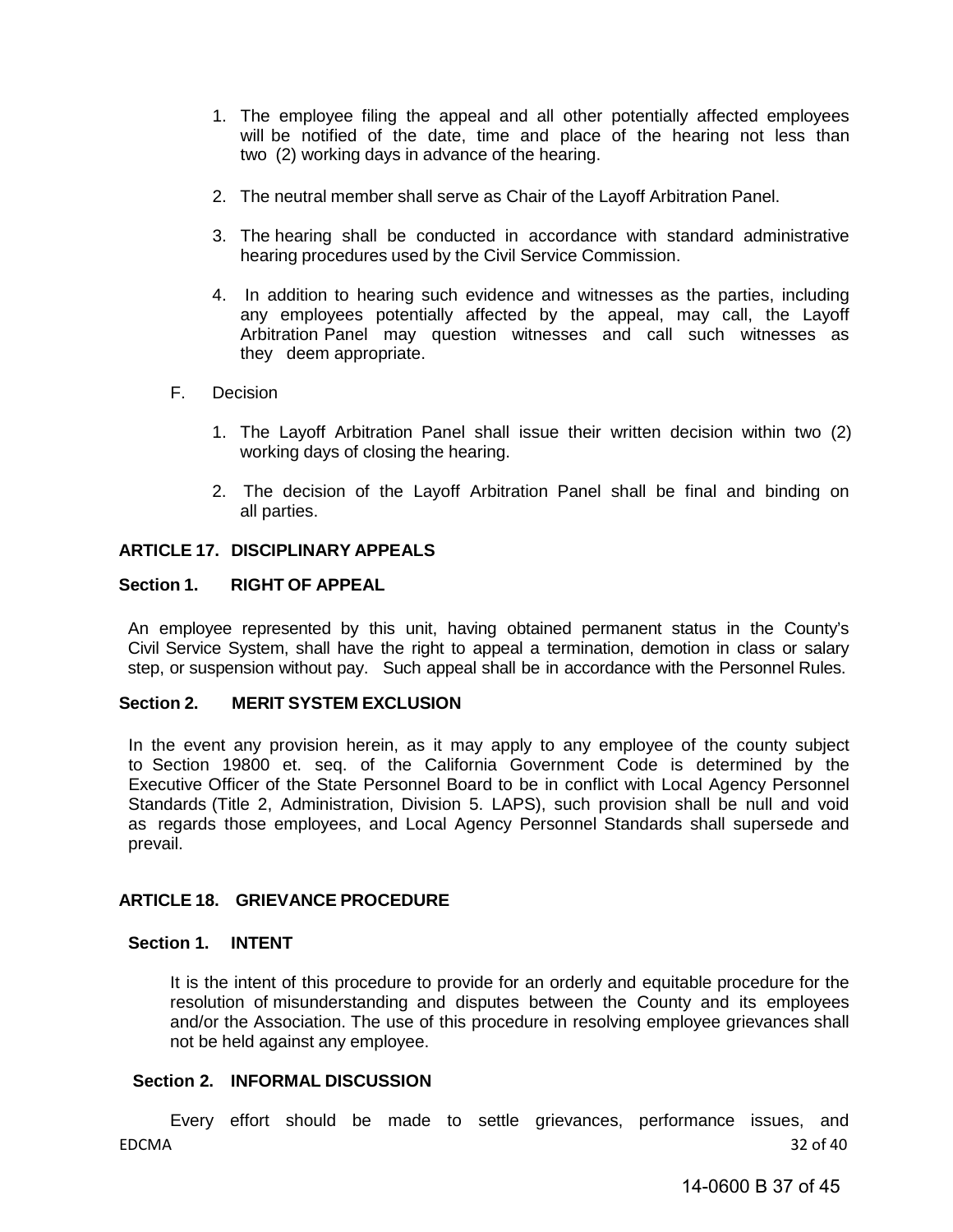1. The employee filing the appeal and all other potentially affected employees will be notified of the date, time and place of the hearing not less than two (2) working days in advance of the hearing.

2. The neutral member shall serve as Chair of the Layoff Arbitration Panel.

3. The hearing shall be conducted in accordance with standard administrative hearing procedures used by the Civil Service Commission.

4. In addition to hearing such evidence and witnesses as the parties, including any employees potentially affected by the appeal, may call, the Layoff Arbitration Panel may question witnesses and call such witnesses as they deem appropriate.

F. Decision

1. The Layoff Arbitration Panel shall issue their written decision within two (2) working days of closing the hearing.

2. The decision of the Layoff Arbitration Panel shall be final and binding on all parties.

## ARTICLE 17. DISCIPLINARY APPEALS

### Section 1. RIGHT OF APPEAL

An employee represented by this unit, having obtained permanent status in the County's Civil Service System, shall have the right to appeal a termination, demotion in class or salary step, or suspension without pay. Such appeal shall be in accordance with the Personnel Rules.

### Section 2. MERIT SYSTEM EXCLUSION

In the event any provision herein, as it may apply to any employee of the county subject to Section 19800 et. seq. of the California Government Code is determined by the Executive Officer of the State Personnel Board to be in conflict with Local Agency Personnel Standards (Title 2, Administration, Division 5. LAPS), such provision shall be null and void as regards those employees, and Local Agency Personnel Standards shall supersede and prevail.

## ARTICLE 18. GRIEVANCE PROCEDURE

### Section 1. INTENT

It is the intent of this procedure to provide for an orderly and equitable procedure for the resolution of misunderstanding and disputes between the County and its employees and/or the Association. The use of this procedure in resolving employee grievances shall not be held against any employee.

### Section 2. INFORMAL DISCUSSION

Every effort should be made to settle grievances, performance issues, and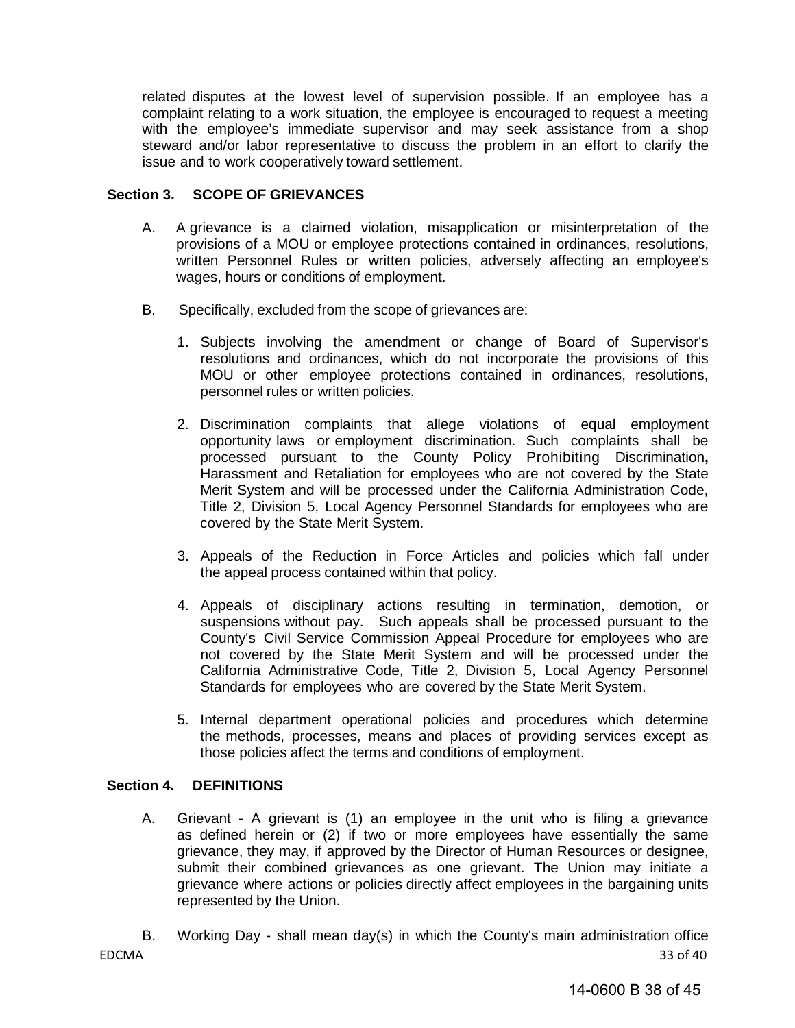related disputes at the lowest level of supervision possible. If an employee has a complaint relating to a work situation, the employee is encouraged to request a meeting with the employee's immediate supervisor and may seek assistance from a shop steward and/or labor representative to discuss the problem in an effort to clarify the issue and to work cooperatively toward settlement.

**Section 3. SCOPE OF GRIEVANCES**

A. A grievance is a claimed violation, misapplication or misinterpretation of the provisions of a MOU or employee protections contained in ordinances, resolutions, written Personnel Rules or written policies, adversely affecting an employee's wages, hours or conditions of employment.

B. Specifically, excluded from the scope of grievances are:

1. Subjects involving the amendment or change of Board of Supervisor's resolutions and ordinances, which do not incorporate the provisions of this MOU or other employee protections contained in ordinances, resolutions, personnel rules or written policies.

2. Discrimination complaints that allege violations of equal employment opportunity laws or employment discrimination. Such complaints shall be processed pursuant to the County Policy Prohibiting Discrimination**,** Harassment and Retaliation for employees who are not covered by the State Merit System and will be processed under the California Administration Code, Title 2, Division 5, Local Agency Personnel Standards for employees who are covered by the State Merit System.

3. Appeals of the Reduction in Force Articles and policies which fall under the appeal process contained within that policy.

4. Appeals of disciplinary actions resulting in termination, demotion, or suspensions without pay. Such appeals shall be processed pursuant to the County's Civil Service Commission Appeal Procedure for employees who are not covered by the State Merit System and will be processed under the California Administrative Code, Title 2, Division 5, Local Agency Personnel Standards for employees who are covered by the State Merit System.

5. Internal department operational policies and procedures which determine the methods, processes, means and places of providing services except as those policies affect the terms and conditions of employment.

**Section 4. DEFINITIONS**

A. Grievant - A grievant is (1) an employee in the unit who is filing a grievance as defined herein or (2) if two or more employees have essentially the same grievance, they may, if approved by the Director of Human Resources or designee, submit their combined grievances as one grievant. The Union may initiate a grievance where actions or policies directly affect employees in the bargaining units represented by the Union.

B. Working Day - shall mean day(s) in which the County's main administration office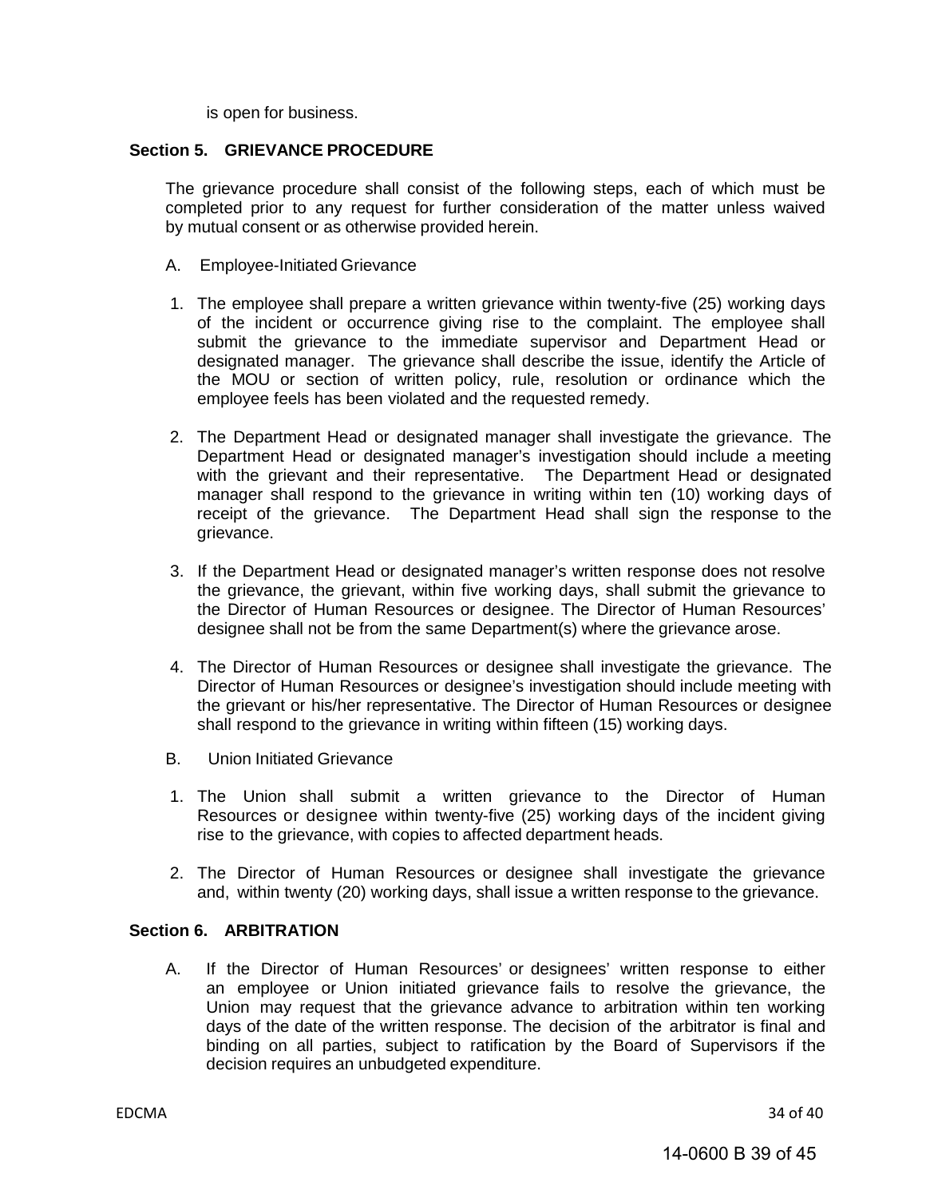is open for business.

## Section 5. GRIEVANCE PROCEDURE

The grievance procedure shall consist of the following steps, each of which must be completed prior to any request for further consideration of the matter unless waived by mutual consent or as otherwise provided herein.

A. Employee-Initiated Grievance

1. The employee shall prepare a written grievance within twenty-five (25) working days of the incident or occurrence giving rise to the complaint. The employee shall submit the grievance to the immediate supervisor and Department Head or designated manager. The grievance shall describe the issue, identify the Article of the MOU or section of written policy, rule, resolution or ordinance which the employee feels has been violated and the requested remedy.

2. The Department Head or designated manager shall investigate the grievance. The Department Head or designated manager's investigation should include a meeting with the grievant and their representative. The Department Head or designated manager shall respond to the grievance in writing within ten (10) working days of receipt of the grievance. The Department Head shall sign the response to the grievance.

3. If the Department Head or designated manager's written response does not resolve the grievance, the grievant, within five working days, shall submit the grievance to the Director of Human Resources or designee. The Director of Human Resources' designee shall not be from the same Department(s) where the grievance arose.

4. The Director of Human Resources or designee shall investigate the grievance. The Director of Human Resources or designee's investigation should include meeting with the grievant or his/her representative. The Director of Human Resources or designee shall respond to the grievance in writing within fifteen (15) working days.

B. Union Initiated Grievance

1. The Union shall submit a written grievance to the Director of Human Resources or designee within twenty-five (25) working days of the incident giving rise to the grievance, with copies to affected department heads.

2. The Director of Human Resources or designee shall investigate the grievance and, within twenty (20) working days, shall issue a written response to the grievance.

## Section 6. ARBITRATION

A. If the Director of Human Resources' or designees' written response to either an employee or Union initiated grievance fails to resolve the grievance, the Union may request that the grievance advance to arbitration within ten working days of the date of the written response. The decision of the arbitrator is final and binding on all parties, subject to ratification by the Board of Supervisors if the decision requires an unbudgeted expenditure.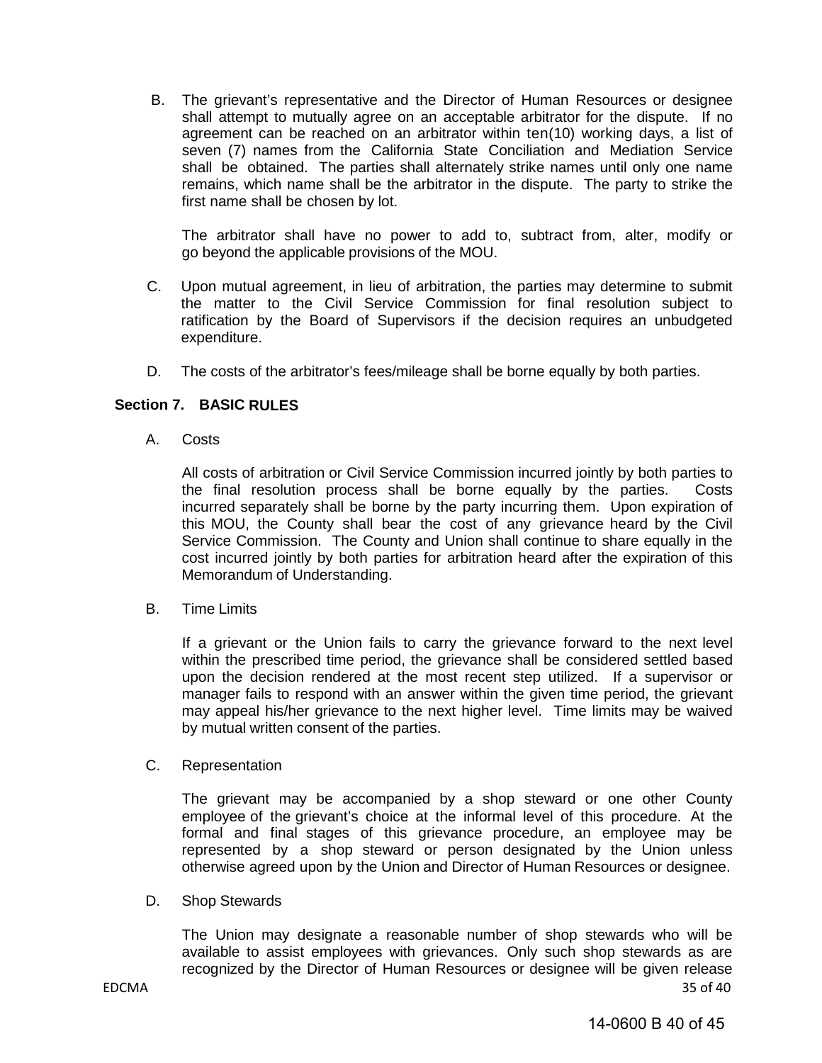B. The grievant's representative and the Director of Human Resources or designee shall attempt to mutually agree on an acceptable arbitrator for the dispute. If no agreement can be reached on an arbitrator within ten(10) working days, a list of seven (7) names from the California State Conciliation and Mediation Service shall be obtained. The parties shall alternately strike names until only one name remains, which name shall be the arbitrator in the dispute. The party to strike the first name shall be chosen by lot.

   The arbitrator shall have no power to add to, subtract from, alter, modify or go beyond the applicable provisions of the MOU.

C. Upon mutual agreement, in lieu of arbitration, the parties may determine to submit the matter to the Civil Service Commission for final resolution subject to ratification by the Board of Supervisors if the decision requires an unbudgeted expenditure.

D. The costs of the arbitrator's fees/mileage shall be borne equally by both parties.

**Section 7. BASIC RULES**

A. Costs

   All costs of arbitration or Civil Service Commission incurred jointly by both parties to the final resolution process shall be borne equally by the parties. Costs incurred separately shall be borne by the party incurring them. Upon expiration of this MOU, the County shall bear the cost of any grievance heard by the Civil Service Commission. The County and Union shall continue to share equally in the cost incurred jointly by both parties for arbitration heard after the expiration of this Memorandum of Understanding.

B. Time Limits

   If a grievant or the Union fails to carry the grievance forward to the next level within the prescribed time period, the grievance shall be considered settled based upon the decision rendered at the most recent step utilized. If a supervisor or manager fails to respond with an answer within the given time period, the grievant may appeal his/her grievance to the next higher level. Time limits may be waived by mutual written consent of the parties.

C. Representation

   The grievant may be accompanied by a shop steward or one other County employee of the grievant's choice at the informal level of this procedure. At the formal and final stages of this grievance procedure, an employee may be represented by a shop steward or person designated by the Union unless otherwise agreed upon by the Union and Director of Human Resources or designee.

D. Shop Stewards

   The Union may designate a reasonable number of shop stewards who will be available to assist employees with grievances. Only such shop stewards as are recognized by the Director of Human Resources or designee will be given release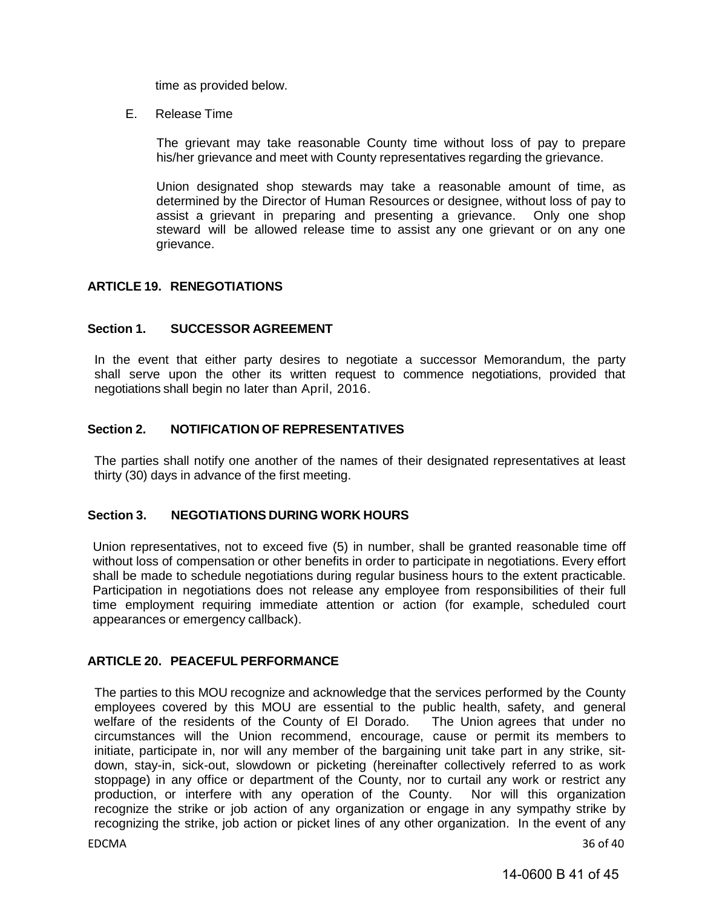time as provided below.

E. Release Time

The grievant may take reasonable County time without loss of pay to prepare his/her grievance and meet with County representatives regarding the grievance.

Union designated shop stewards may take a reasonable amount of time, as determined by the Director of Human Resources or designee, without loss of pay to assist a grievant in preparing and presenting a grievance. Only one shop steward will be allowed release time to assist any one grievant or on any one grievance.

## ARTICLE 19. RENEGOTIATIONS

### Section 1. SUCCESSOR AGREEMENT

In the event that either party desires to negotiate a successor Memorandum, the party shall serve upon the other its written request to commence negotiations, provided that negotiations shall begin no later than April, 2016.

### Section 2. NOTIFICATION OF REPRESENTATIVES

The parties shall notify one another of the names of their designated representatives at least thirty (30) days in advance of the first meeting.

### Section 3. NEGOTIATIONS DURING WORK HOURS

Union representatives, not to exceed five (5) in number, shall be granted reasonable time off without loss of compensation or other benefits in order to participate in negotiations. Every effort shall be made to schedule negotiations during regular business hours to the extent practicable. Participation in negotiations does not release any employee from responsibilities of their full time employment requiring immediate attention or action (for example, scheduled court appearances or emergency callback).

## ARTICLE 20. PEACEFUL PERFORMANCE

The parties to this MOU recognize and acknowledge that the services performed by the County employees covered by this MOU are essential to the public health, safety, and general welfare of the residents of the County of El Dorado. The Union agrees that under no circumstances will the Union recommend, encourage, cause or permit its members to initiate, participate in, nor will any member of the bargaining unit take part in any strike, sit-down, stay-in, sick-out, slowdown or picketing (hereinafter collectively referred to as work stoppage) in any office or department of the County, nor to curtail any work or restrict any production, or interfere with any operation of the County. Nor will this organization recognize the strike or job action of any organization or engage in any sympathy strike by recognizing the strike, job action or picket lines of any other organization. In the event of any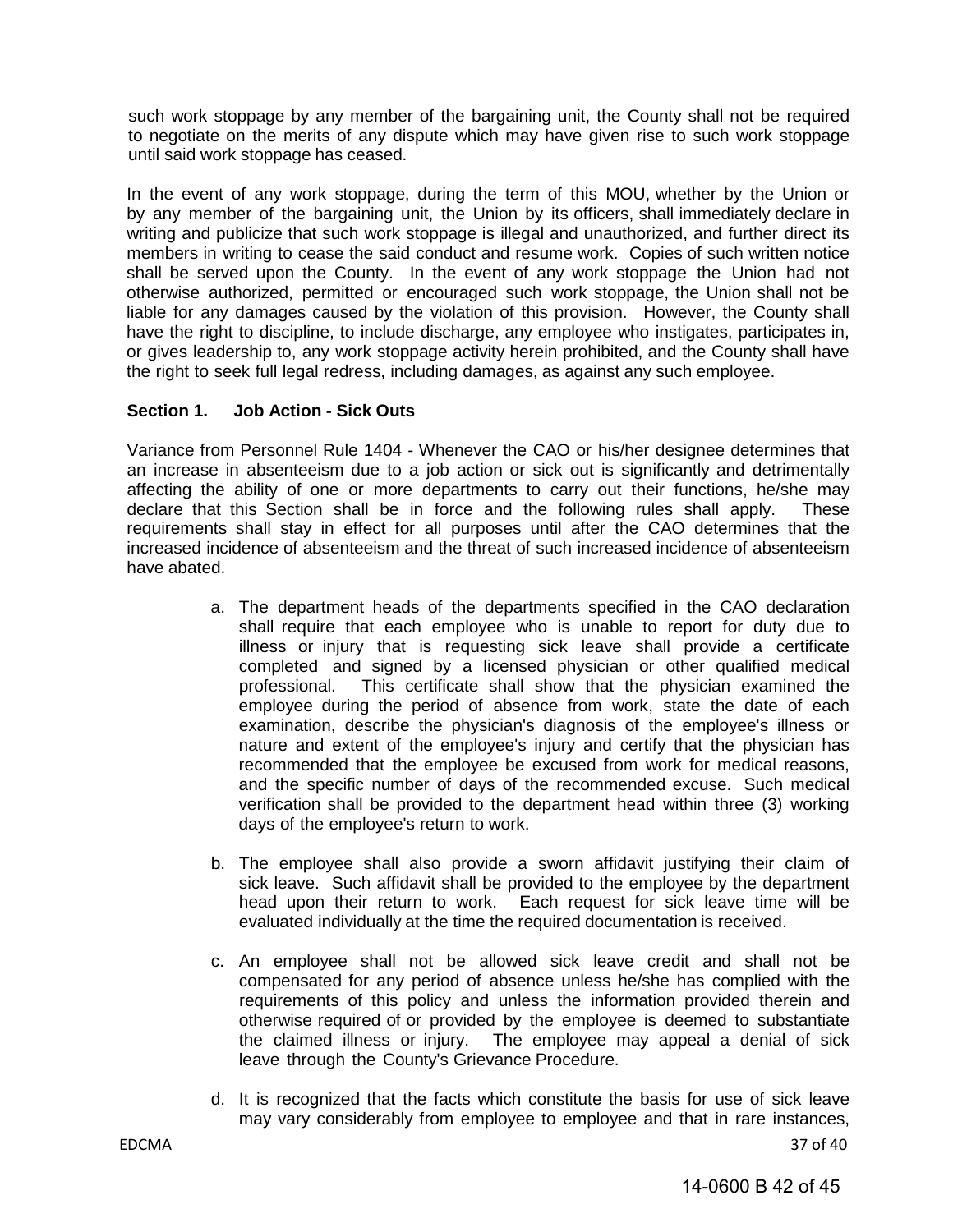such work stoppage by any member of the bargaining unit, the County shall not be required to negotiate on the merits of any dispute which may have given rise to such work stoppage until said work stoppage has ceased.

In the event of any work stoppage, during the term of this MOU, whether by the Union or by any member of the bargaining unit, the Union by its officers, shall immediately declare in writing and publicize that such work stoppage is illegal and unauthorized, and further direct its members in writing to cease the said conduct and resume work. Copies of such written notice shall be served upon the County. In the event of any work stoppage the Union had not otherwise authorized, permitted or encouraged such work stoppage, the Union shall not be liable for any damages caused by the violation of this provision. However, the County shall have the right to discipline, to include discharge, any employee who instigates, participates in, or gives leadership to, any work stoppage activity herein prohibited, and the County shall have the right to seek full legal redress, including damages, as against any such employee.

**Section 1. Job Action - Sick Outs**

Variance from Personnel Rule 1404 - Whenever the CAO or his/her designee determines that an increase in absenteeism due to a job action or sick out is significantly and detrimentally affecting the ability of one or more departments to carry out their functions, he/she may declare that this Section shall be in force and the following rules shall apply. These requirements shall stay in effect for all purposes until after the CAO determines that the increased incidence of absenteeism and the threat of such increased incidence of absenteeism have abated.

a. The department heads of the departments specified in the CAO declaration shall require that each employee who is unable to report for duty due to illness or injury that is requesting sick leave shall provide a certificate completed and signed by a licensed physician or other qualified medical professional. This certificate shall show that the physician examined the employee during the period of absence from work, state the date of each examination, describe the physician's diagnosis of the employee's illness or nature and extent of the employee's injury and certify that the physician has recommended that the employee be excused from work for medical reasons, and the specific number of days of the recommended excuse. Such medical verification shall be provided to the department head within three (3) working days of the employee's return to work.

b. The employee shall also provide a sworn affidavit justifying their claim of sick leave. Such affidavit shall be provided to the employee by the department head upon their return to work. Each request for sick leave time will be evaluated individually at the time the required documentation is received.

c. An employee shall not be allowed sick leave credit and shall not be compensated for any period of absence unless he/she has complied with the requirements of this policy and unless the information provided therein and otherwise required of or provided by the employee is deemed to substantiate the claimed illness or injury. The employee may appeal a denial of sick leave through the County's Grievance Procedure.

d. It is recognized that the facts which constitute the basis for use of sick leave may vary considerably from employee to employee and that in rare instances,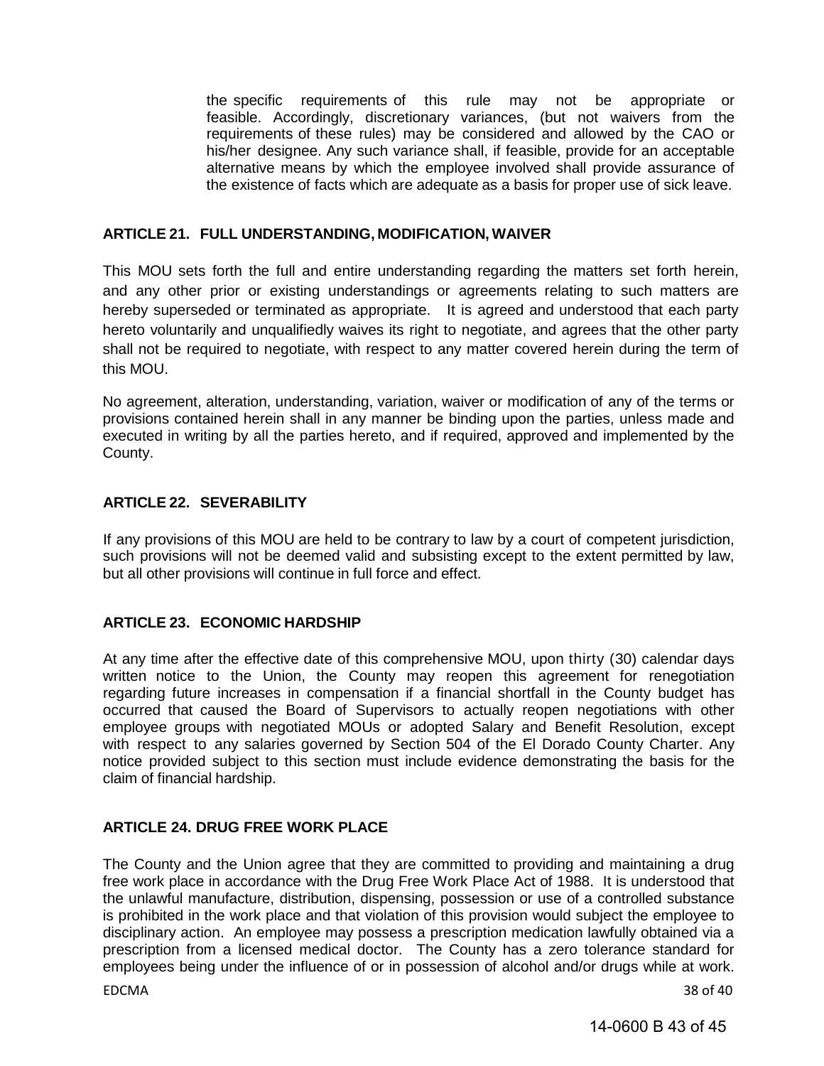the specific requirements of this rule may not be appropriate or feasible. Accordingly, discretionary variances, (but not waivers from the requirements of these rules) may be considered and allowed by the CAO or his/her designee. Any such variance shall, if feasible, provide for an acceptable alternative means by which the employee involved shall provide assurance of the existence of facts which are adequate as a basis for proper use of sick leave.

### ARTICLE 21. FULL UNDERSTANDING, MODIFICATION, WAIVER

This MOU sets forth the full and entire understanding regarding the matters set forth herein, and any other prior or existing understandings or agreements relating to such matters are hereby superseded or terminated as appropriate. It is agreed and understood that each party hereto voluntarily and unqualifiedly waives its right to negotiate, and agrees that the other party shall not be required to negotiate, with respect to any matter covered herein during the term of this MOU.

No agreement, alteration, understanding, variation, waiver or modification of any of the terms or provisions contained herein shall in any manner be binding upon the parties, unless made and executed in writing by all the parties hereto, and if required, approved and implemented by the County.

### ARTICLE 22. SEVERABILITY

If any provisions of this MOU are held to be contrary to law by a court of competent jurisdiction, such provisions will not be deemed valid and subsisting except to the extent permitted by law, but all other provisions will continue in full force and effect.

### ARTICLE 23. ECONOMIC HARDSHIP

At any time after the effective date of this comprehensive MOU, upon thirty (30) calendar days written notice to the Union, the County may reopen this agreement for renegotiation regarding future increases in compensation if a financial shortfall in the County budget has occurred that caused the Board of Supervisors to actually reopen negotiations with other employee groups with negotiated MOUs or adopted Salary and Benefit Resolution, except with respect to any salaries governed by Section 504 of the El Dorado County Charter. Any notice provided subject to this section must include evidence demonstrating the basis for the claim of financial hardship.

### ARTICLE 24. DRUG FREE WORK PLACE

The County and the Union agree that they are committed to providing and maintaining a drug free work place in accordance with the Drug Free Work Place Act of 1988. It is understood that the unlawful manufacture, distribution, dispensing, possession or use of a controlled substance is prohibited in the work place and that violation of this provision would subject the employee to disciplinary action. An employee may possess a prescription medication lawfully obtained via a prescription from a licensed medical doctor. The County has a zero tolerance standard for employees being under the influence of or in possession of alcohol and/or drugs while at work.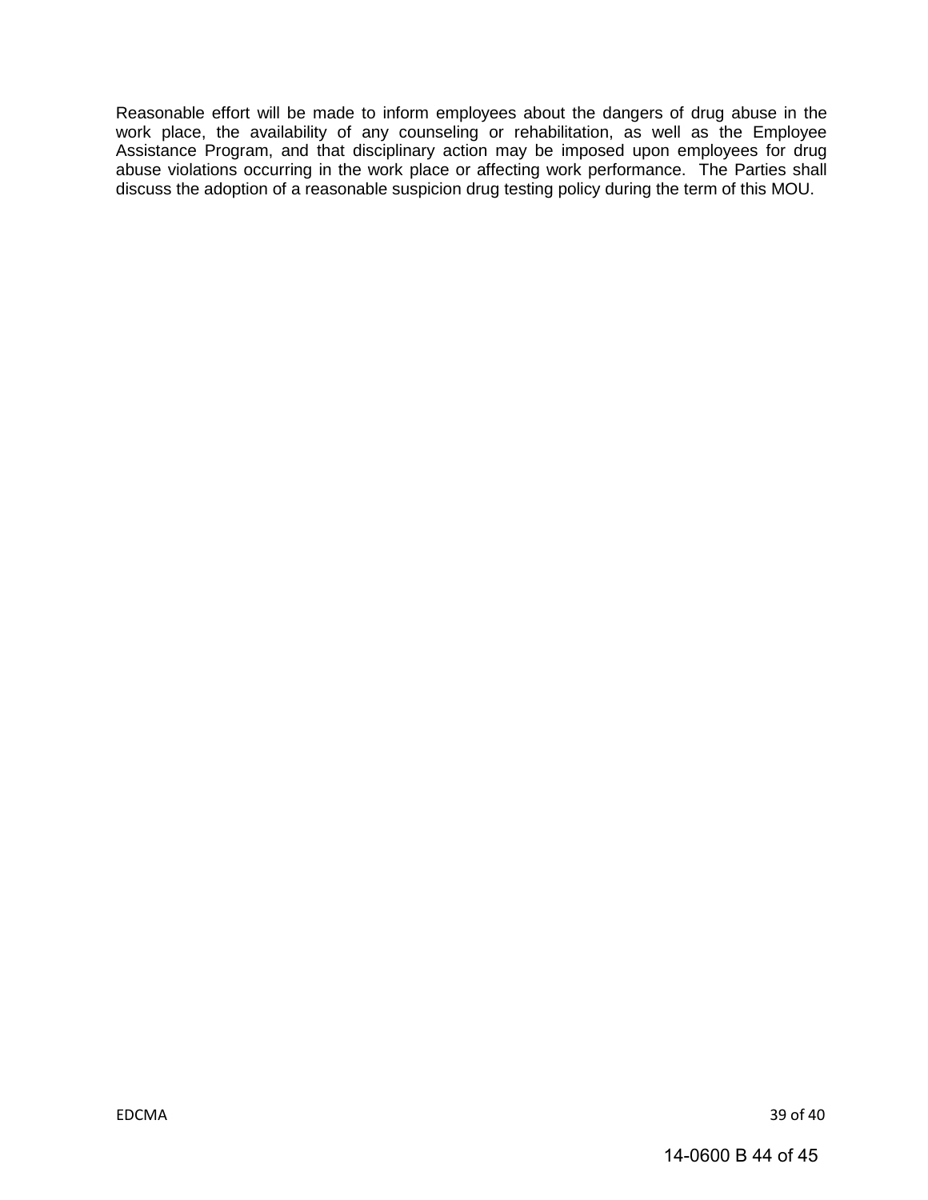Reasonable effort will be made to inform employees about the dangers of drug abuse in the work place, the availability of any counseling or rehabilitation, as well as the Employee Assistance Program, and that disciplinary action may be imposed upon employees for drug abuse violations occurring in the work place or affecting work performance. The Parties shall discuss the adoption of a reasonable suspicion drug testing policy during the term of this MOU.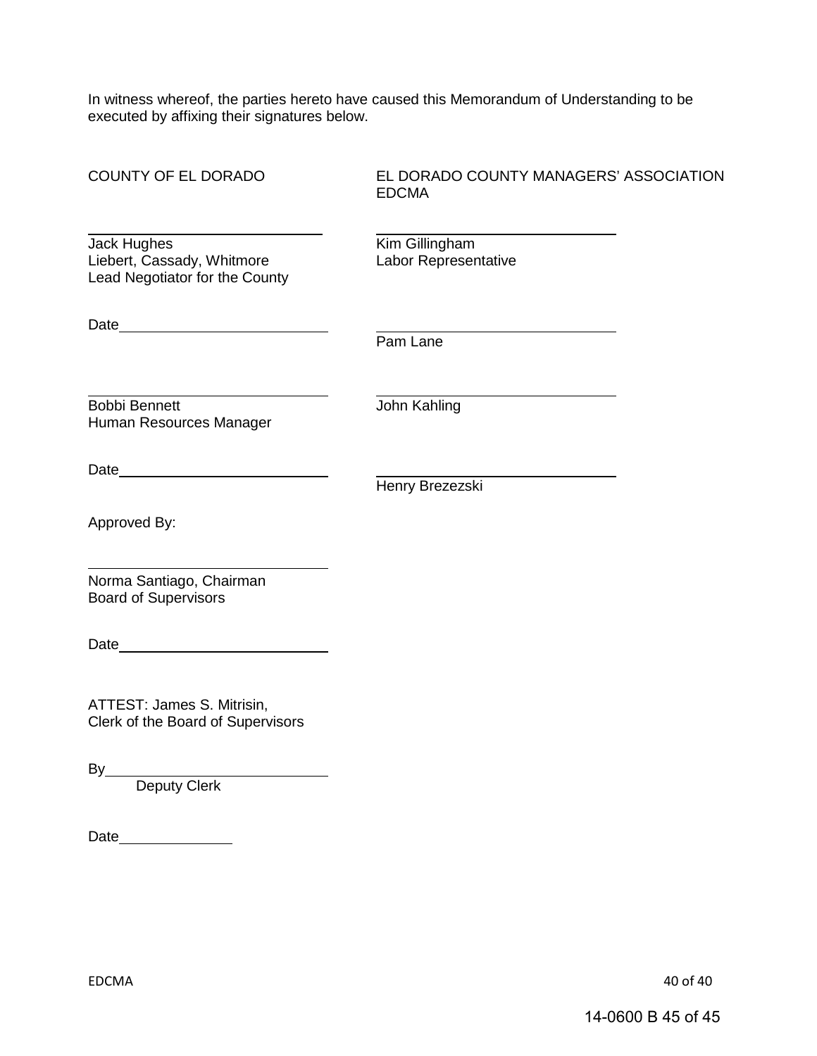In witness whereof, the parties hereto have caused this Memorandum of Understanding to be executed by affixing their signatures below.

| COUNTY OF EL DORADO | EL DORADO COUNTY MANAGERS' ASSOCIATION EDCMA |
|---|---|
| ______________________________ | ______________________________ |
| Jack Hughes<br>Liebert, Cassady, Whitmore<br>Lead Negotiator for the County | Kim Gillingham<br>Labor Representative |
| Date______________________ | ______________________________<br>Pam Lane |
| ______________________________<br>Bobbi Bennett<br>Human Resources Manager | ______________________________<br>John Kahling |
| Date______________________ | ______________________________<br>Henry Brezezski |

Approved By:

______________________________
Norma Santiago, Chairman
Board of Supervisors

Date______________________

ATTEST: James S. Mitrisin,
Clerk of the Board of Supervisors

By______________________
Deputy Clerk

Date______________